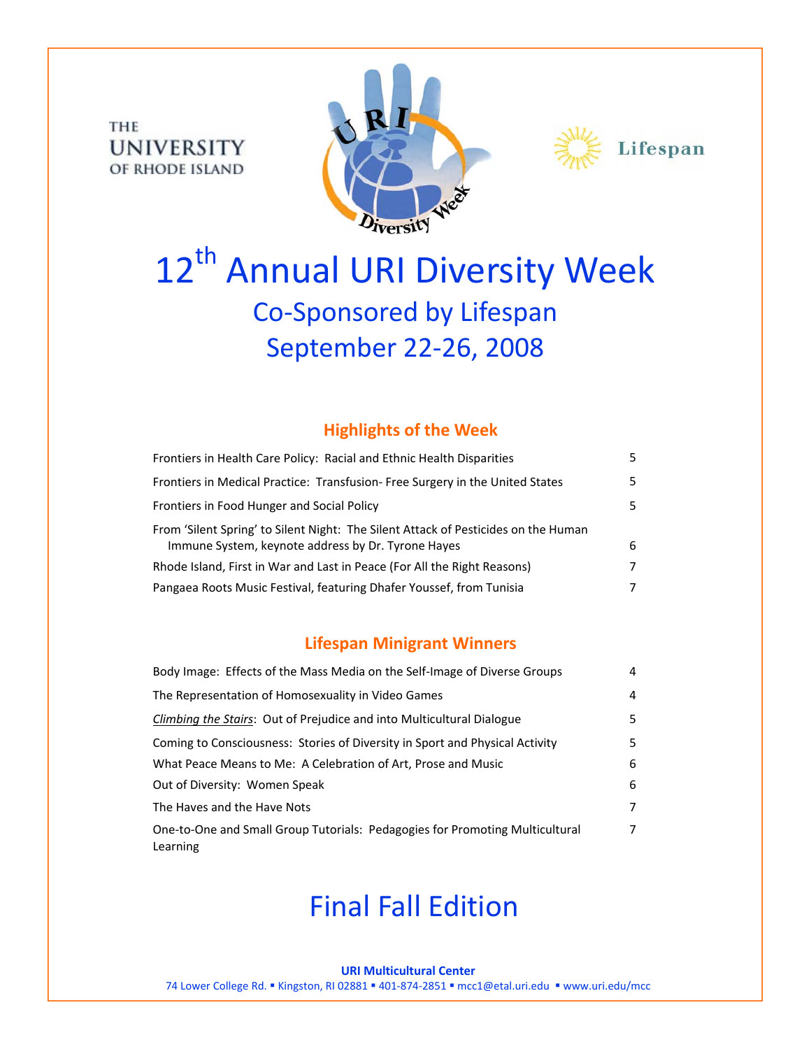THE UNIVERSITY OF RHODE ISLAND

URI Diversity Week

Lifespan

# 12th Annual URI Diversity Week

## Co-Sponsored by Lifespan

## September 22-26, 2008

### Highlights of the Week

| | |
|---|---|
| Frontiers in Health Care Policy: Racial and Ethnic Health Disparities | 5 |
| Frontiers in Medical Practice: Transfusion- Free Surgery in the United States | 5 |
| Frontiers in Food Hunger and Social Policy | 5 |
| From 'Silent Spring' to Silent Night: The Silent Attack of Pesticides on the Human Immune System, keynote address by Dr. Tyrone Hayes | 6 |
| Rhode Island, First in War and Last in Peace (For All the Right Reasons) | 7 |
| Pangaea Roots Music Festival, featuring Dhafer Youssef, from Tunisia | 7 |

### Lifespan Minigrant Winners

| | |
|---|---|
| Body Image: Effects of the Mass Media on the Self-Image of Diverse Groups | 4 |
| The Representation of Homosexuality in Video Games | 4 |
| *Climbing the Stairs*: Out of Prejudice and into Multicultural Dialogue | 5 |
| Coming to Consciousness: Stories of Diversity in Sport and Physical Activity | 5 |
| What Peace Means to Me: A Celebration of Art, Prose and Music | 6 |
| Out of Diversity: Women Speak | 6 |
| The Haves and the Have Nots | 7 |
| One-to-One and Small Group Tutorials: Pedagogies for Promoting Multicultural Learning | 7 |

## Final Fall Edition

**URI Multicultural Center**
74 Lower College Rd. ▪ Kingston, RI 02881 ▪ 401-874-2851 ▪ mcc1@etal.uri.edu ▪ www.uri.edu/mcc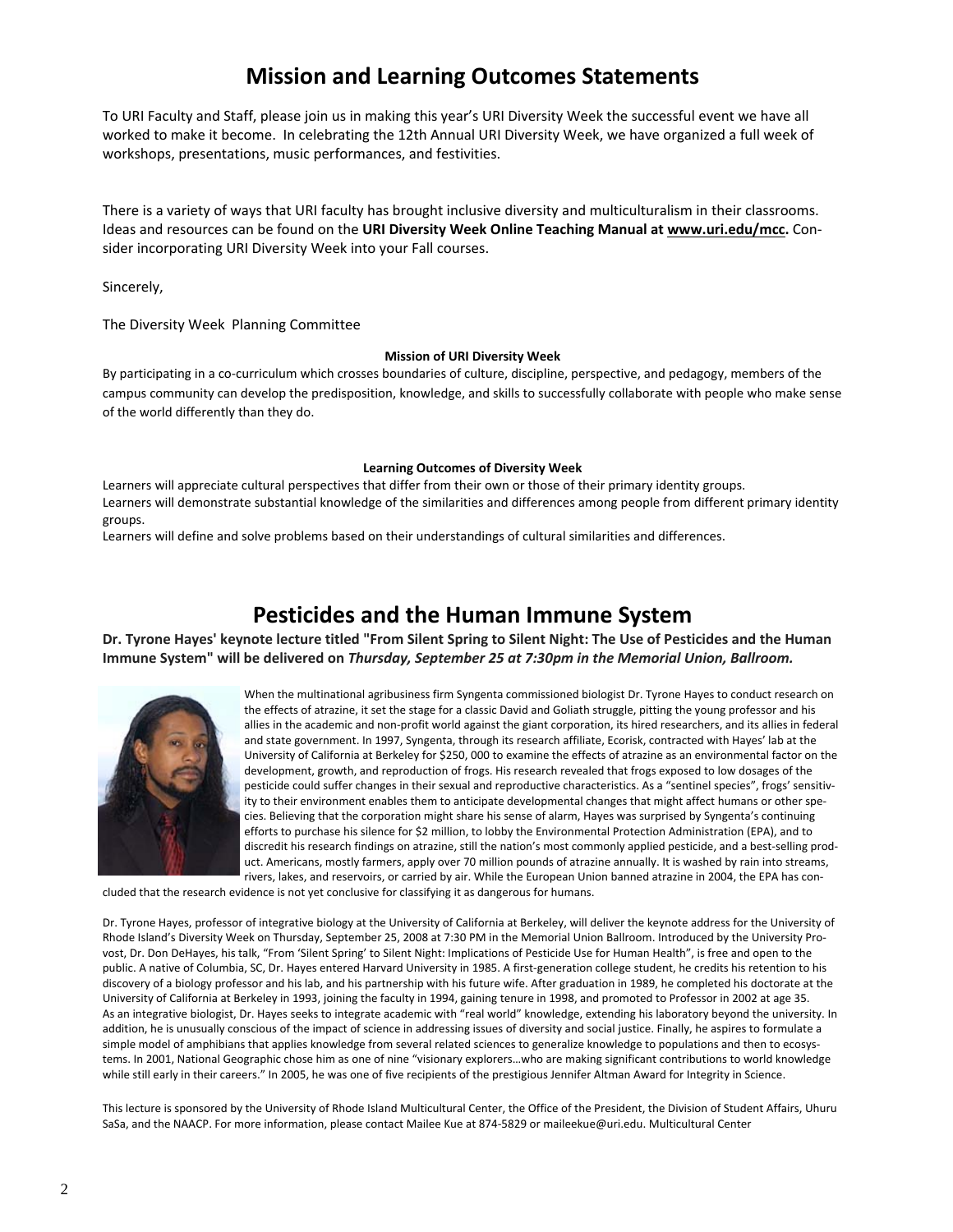# Mission and Learning Outcomes Statements

To URI Faculty and Staff, please join us in making this year's URI Diversity Week the successful event we have all worked to make it become. In celebrating the 12th Annual URI Diversity Week, we have organized a full week of workshops, presentations, music performances, and festivities.

There is a variety of ways that URI faculty has brought inclusive diversity and multiculturalism in their classrooms. Ideas and resources can be found on the **URI Diversity Week Online Teaching Manual at www.uri.edu/mcc.** Consider incorporating URI Diversity Week into your Fall courses.

Sincerely,

The Diversity Week Planning Committee

**Mission of URI Diversity Week**

By participating in a co-curriculum which crosses boundaries of culture, discipline, perspective, and pedagogy, members of the campus community can develop the predisposition, knowledge, and skills to successfully collaborate with people who make sense of the world differently than they do.

**Learning Outcomes of Diversity Week**

Learners will appreciate cultural perspectives that differ from their own or those of their primary identity groups.
Learners will demonstrate substantial knowledge of the similarities and differences among people from different primary identity groups.
Learners will define and solve problems based on their understandings of cultural similarities and differences.

# Pesticides and the Human Immune System

**Dr. Tyrone Hayes' keynote lecture titled "From Silent Spring to Silent Night: The Use of Pesticides and the Human Immune System" will be delivered on *Thursday, September 25 at 7:30pm in the Memorial Union, Ballroom.***

When the multinational agribusiness firm Syngenta commissioned biologist Dr. Tyrone Hayes to conduct research on the effects of atrazine, it set the stage for a classic David and Goliath struggle, pitting the young professor and his allies in the academic and non-profit world against the giant corporation, its hired researchers, and its allies in federal and state government. In 1997, Syngenta, through its research affiliate, Ecorisk, contracted with Hayes' lab at the University of California at Berkeley for $250, 000 to examine the effects of atrazine as an environmental factor on the development, growth, and reproduction of frogs. His research revealed that frogs exposed to low dosages of the pesticide could suffer changes in their sexual and reproductive characteristics. As a "sentinel species", frogs' sensitivity to their environment enables them to anticipate developmental changes that might affect humans or other species. Believing that the corporation might share his sense of alarm, Hayes was surprised by Syngenta's continuing efforts to purchase his silence for $2 million, to lobby the Environmental Protection Administration (EPA), and to discredit his research findings on atrazine, still the nation's most commonly applied pesticide, and a best-selling product. Americans, mostly farmers, apply over 70 million pounds of atrazine annually. It is washed by rain into streams, rivers, lakes, and reservoirs, or carried by air. While the European Union banned atrazine in 2004, the EPA has concluded that the research evidence is not yet conclusive for classifying it as dangerous for humans.

Dr. Tyrone Hayes, professor of integrative biology at the University of California at Berkeley, will deliver the keynote address for the University of Rhode Island's Diversity Week on Thursday, September 25, 2008 at 7:30 PM in the Memorial Union Ballroom. Introduced by the University Provost, Dr. Don DeHayes, his talk, "From 'Silent Spring' to Silent Night: Implications of Pesticide Use for Human Health", is free and open to the public. A native of Columbia, SC, Dr. Hayes entered Harvard University in 1985. A first-generation college student, he credits his retention to his discovery of a biology professor and his lab, and his partnership with his future wife. After graduation in 1989, he completed his doctorate at the University of California at Berkeley in 1993, joining the faculty in 1994, gaining tenure in 1998, and promoted to Professor in 2002 at age 35. As an integrative biologist, Dr. Hayes seeks to integrate academic with "real world" knowledge, extending his laboratory beyond the university. In addition, he is unusually conscious of the impact of science in addressing issues of diversity and social justice. Finally, he aspires to formulate a simple model of amphibians that applies knowledge from several related sciences to generalize knowledge to populations and then to ecosystems. In 2001, National Geographic chose him as one of nine "visionary explorers…who are making significant contributions to world knowledge while still early in their careers." In 2005, he was one of five recipients of the prestigious Jennifer Altman Award for Integrity in Science.

This lecture is sponsored by the University of Rhode Island Multicultural Center, the Office of the President, the Division of Student Affairs, Uhuru SaSa, and the NAACP. For more information, please contact Mailee Kue at 874-5829 or maileekue@uri.edu. Multicultural Center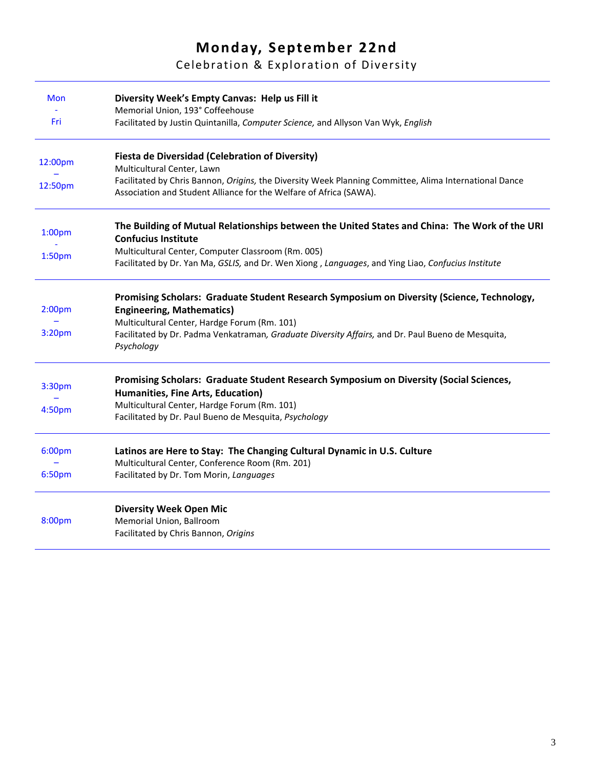# Monday, September 22nd

## Celebration & Exploration of Diversity

| Time | Event |
| --- | --- |
| Mon - Fri | **Diversity Week's Empty Canvas: Help us Fill it**<br>Memorial Union, 193° Coffeehouse<br>Facilitated by Justin Quintanilla, *Computer Science,* and Allyson Van Wyk, *English* |
| 12:00pm – 12:50pm | **Fiesta de Diversidad (Celebration of Diversity)**<br>Multicultural Center, Lawn<br>Facilitated by Chris Bannon, *Origins,* the Diversity Week Planning Committee, Alima International Dance Association and Student Alliance for the Welfare of Africa (SAWA). |
| 1:00pm - 1:50pm | **The Building of Mutual Relationships between the United States and China: The Work of the URI Confucius Institute**<br>Multicultural Center, Computer Classroom (Rm. 005)<br>Facilitated by Dr. Yan Ma, *GSLIS,* and Dr. Wen Xiong , *Languages*, and Ying Liao, *Confucius Institute* |
| 2:00pm – 3:20pm | **Promising Scholars: Graduate Student Research Symposium on Diversity (Science, Technology, Engineering, Mathematics)**<br>Multicultural Center, Hardge Forum (Rm. 101)<br>Facilitated by Dr. Padma Venkatraman*, Graduate Diversity Affairs,* and Dr. Paul Bueno de Mesquita, *Psychology* |
| 3:30pm – 4:50pm | **Promising Scholars: Graduate Student Research Symposium on Diversity (Social Sciences, Humanities, Fine Arts, Education)**<br>Multicultural Center, Hardge Forum (Rm. 101)<br>Facilitated by Dr. Paul Bueno de Mesquita, *Psychology* |
| 6:00pm – 6:50pm | **Latinos are Here to Stay: The Changing Cultural Dynamic in U.S. Culture**<br>Multicultural Center, Conference Room (Rm. 201)<br>Facilitated by Dr. Tom Morin, *Languages* |
| 8:00pm | **Diversity Week Open Mic**<br>Memorial Union, Ballroom<br>Facilitated by Chris Bannon, *Origins* |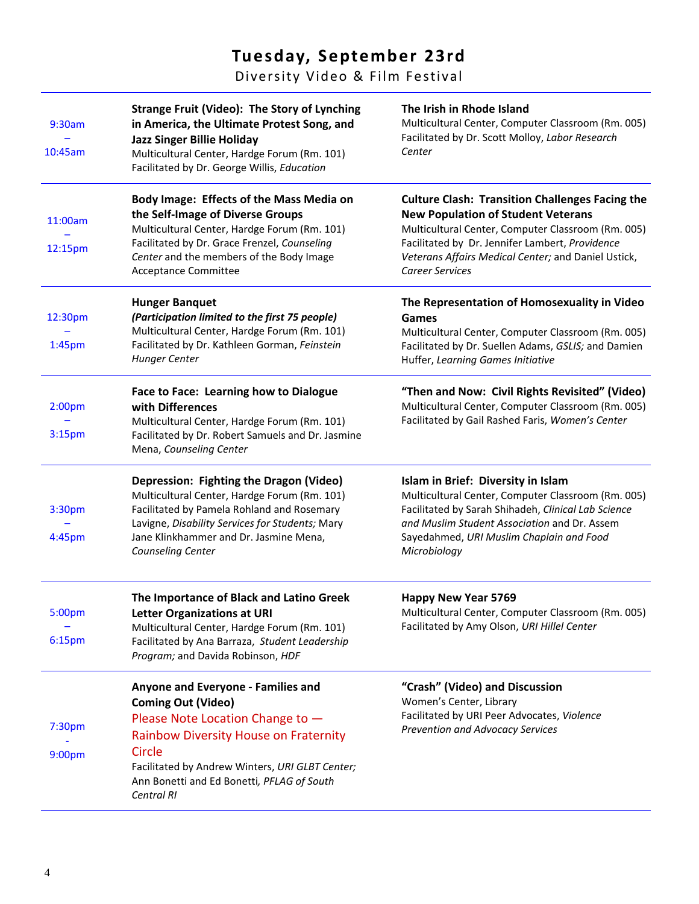# Tuesday, September 23rd

Diversity Video & Film Festival

| Time | Hardge Forum / Session 1 | Session 2 |
|---|---|---|
| 9:30am – 10:45am | **Strange Fruit (Video): The Story of Lynching in America, the Ultimate Protest Song, and Jazz Singer Billie Holiday**<br>Multicultural Center, Hardge Forum (Rm. 101)<br>Facilitated by Dr. George Willis, *Education* | **The Irish in Rhode Island**<br>Multicultural Center, Computer Classroom (Rm. 005)<br>Facilitated by Dr. Scott Molloy, *Labor Research Center* |
| 11:00am – 12:15pm | **Body Image: Effects of the Mass Media on the Self-Image of Diverse Groups**<br>Multicultural Center, Hardge Forum (Rm. 101)<br>Facilitated by Dr. Grace Frenzel, *Counseling Center* and the members of the Body Image Acceptance Committee | **Culture Clash: Transition Challenges Facing the New Population of Student Veterans**<br>Multicultural Center, Computer Classroom (Rm. 005)<br>Facilitated by Dr. Jennifer Lambert, *Providence Veterans Affairs Medical Center;* and Daniel Ustick, *Career Services* |
| 12:30pm – 1:45pm | **Hunger Banquet**<br>***(Participation limited to the first 75 people)***<br>Multicultural Center, Hardge Forum (Rm. 101)<br>Facilitated by Dr. Kathleen Gorman, *Feinstein Hunger Center* | **The Representation of Homosexuality in Video Games**<br>Multicultural Center, Computer Classroom (Rm. 005)<br>Facilitated by Dr. Suellen Adams, *GSLIS;* and Damien Huffer, *Learning Games Initiative* |
| 2:00pm – 3:15pm | **Face to Face: Learning how to Dialogue with Differences**<br>Multicultural Center, Hardge Forum (Rm. 101)<br>Facilitated by Dr. Robert Samuels and Dr. Jasmine Mena, *Counseling Center* | **"Then and Now: Civil Rights Revisited" (Video)**<br>Multicultural Center, Computer Classroom (Rm. 005)<br>Facilitated by Gail Rashed Faris, *Women's Center* |
| 3:30pm – 4:45pm | **Depression: Fighting the Dragon (Video)**<br>Multicultural Center, Hardge Forum (Rm. 101)<br>Facilitated by Pamela Rohland and Rosemary Lavigne, *Disability Services for Students;* Mary Jane Klinkhammer and Dr. Jasmine Mena, *Counseling Center* | **Islam in Brief: Diversity in Islam**<br>Multicultural Center, Computer Classroom (Rm. 005)<br>Facilitated by Sarah Shihadeh, *Clinical Lab Science and Muslim Student Association* and Dr. Assem Sayedahmed, *URI Muslim Chaplain and Food Microbiology* |
| 5:00pm – 6:15pm | **The Importance of Black and Latino Greek Letter Organizations at URI**<br>Multicultural Center, Hardge Forum (Rm. 101)<br>Facilitated by Ana Barraza, *Student Leadership Program;* and Davida Robinson, *HDF* | **Happy New Year 5769**<br>Multicultural Center, Computer Classroom (Rm. 005)<br>Facilitated by Amy Olson, *URI Hillel Center* |
| 7:30pm - 9:00pm | **Anyone and Everyone - Families and Coming Out (Video)**<br>Please Note Location Change to — Rainbow Diversity House on Fraternity Circle<br>Facilitated by Andrew Winters, *URI GLBT Center;* Ann Bonetti and Ed Bonetti, *PFLAG of South Central RI* | **"Crash" (Video) and Discussion**<br>Women's Center, Library<br>Facilitated by URI Peer Advocates, *Violence Prevention and Advocacy Services* |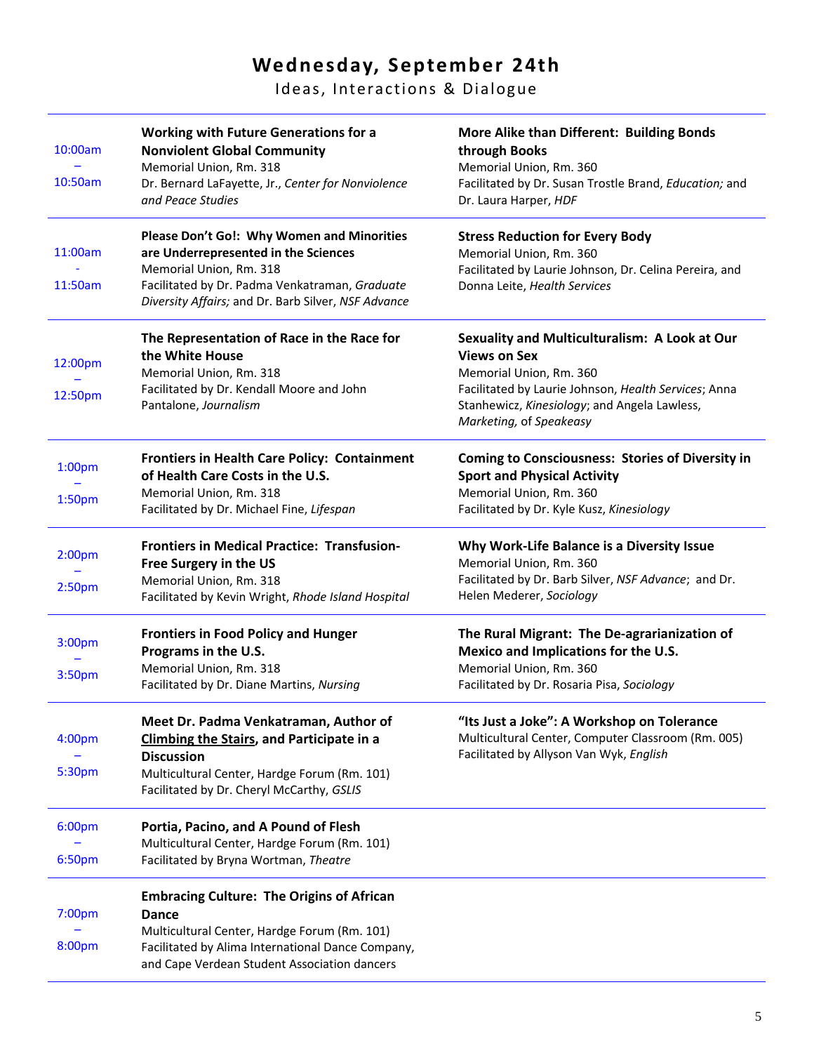# Wednesday, September 24th

## Ideas, Interactions & Dialogue

| Time | Session | Session |
| --- | --- | --- |
| 10:00am – 10:50am | **Working with Future Generations for a Nonviolent Global Community**<br>Memorial Union, Rm. 318<br>Dr. Bernard LaFayette, Jr., *Center for Nonviolence and Peace Studies* | **More Alike than Different: Building Bonds through Books**<br>Memorial Union, Rm. 360<br>Facilitated by Dr. Susan Trostle Brand, *Education;* and Dr. Laura Harper, *HDF* |
| 11:00am - 11:50am | **Please Don't Go!: Why Women and Minorities are Underrepresented in the Sciences**<br>Memorial Union, Rm. 318<br>Facilitated by Dr. Padma Venkatraman, *Graduate Diversity Affairs;* and Dr. Barb Silver, *NSF Advance* | **Stress Reduction for Every Body**<br>Memorial Union, Rm. 360<br>Facilitated by Laurie Johnson, Dr. Celina Pereira, and Donna Leite, *Health Services* |
| 12:00pm – 12:50pm | **The Representation of Race in the Race for the White House**<br>Memorial Union, Rm. 318<br>Facilitated by Dr. Kendall Moore and John Pantalone, *Journalism* | **Sexuality and Multiculturalism: A Look at Our Views on Sex**<br>Memorial Union, Rm. 360<br>Facilitated by Laurie Johnson, *Health Services*; Anna Stanhewicz, *Kinesiology*; and Angela Lawless, *Marketing*, of *Speakeasy* |
| 1:00pm – 1:50pm | **Frontiers in Health Care Policy: Containment of Health Care Costs in the U.S.**<br>Memorial Union, Rm. 318<br>Facilitated by Dr. Michael Fine, *Lifespan* | **Coming to Consciousness: Stories of Diversity in Sport and Physical Activity**<br>Memorial Union, Rm. 360<br>Facilitated by Dr. Kyle Kusz, *Kinesiology* |
| 2:00pm – 2:50pm | **Frontiers in Medical Practice: Transfusion-Free Surgery in the US**<br>Memorial Union, Rm. 318<br>Facilitated by Kevin Wright, *Rhode Island Hospital* | **Why Work-Life Balance is a Diversity Issue**<br>Memorial Union, Rm. 360<br>Facilitated by Dr. Barb Silver, *NSF Advance*; and Dr. Helen Mederer, *Sociology* |
| 3:00pm – 3:50pm | **Frontiers in Food Policy and Hunger Programs in the U.S.**<br>Memorial Union, Rm. 318<br>Facilitated by Dr. Diane Martins, *Nursing* | **The Rural Migrant: The De-agrarianization of Mexico and Implications for the U.S.**<br>Memorial Union, Rm. 360<br>Facilitated by Dr. Rosaria Pisa, *Sociology* |
| 4:00pm – 5:30pm | **Meet Dr. Padma Venkatraman, Author of <u>Climbing the Stairs</u>, and Participate in a Discussion**<br>Multicultural Center, Hardge Forum (Rm. 101)<br>Facilitated by Dr. Cheryl McCarthy, *GSLIS* | **"Its Just a Joke": A Workshop on Tolerance**<br>Multicultural Center, Computer Classroom (Rm. 005)<br>Facilitated by Allyson Van Wyk, *English* |
| 6:00pm – 6:50pm | **Portia, Pacino, and A Pound of Flesh**<br>Multicultural Center, Hardge Forum (Rm. 101)<br>Facilitated by Bryna Wortman, *Theatre* | |
| 7:00pm – 8:00pm | **Embracing Culture: The Origins of African Dance**<br>Multicultural Center, Hardge Forum (Rm. 101)<br>Facilitated by Alima International Dance Company, and Cape Verdean Student Association dancers | |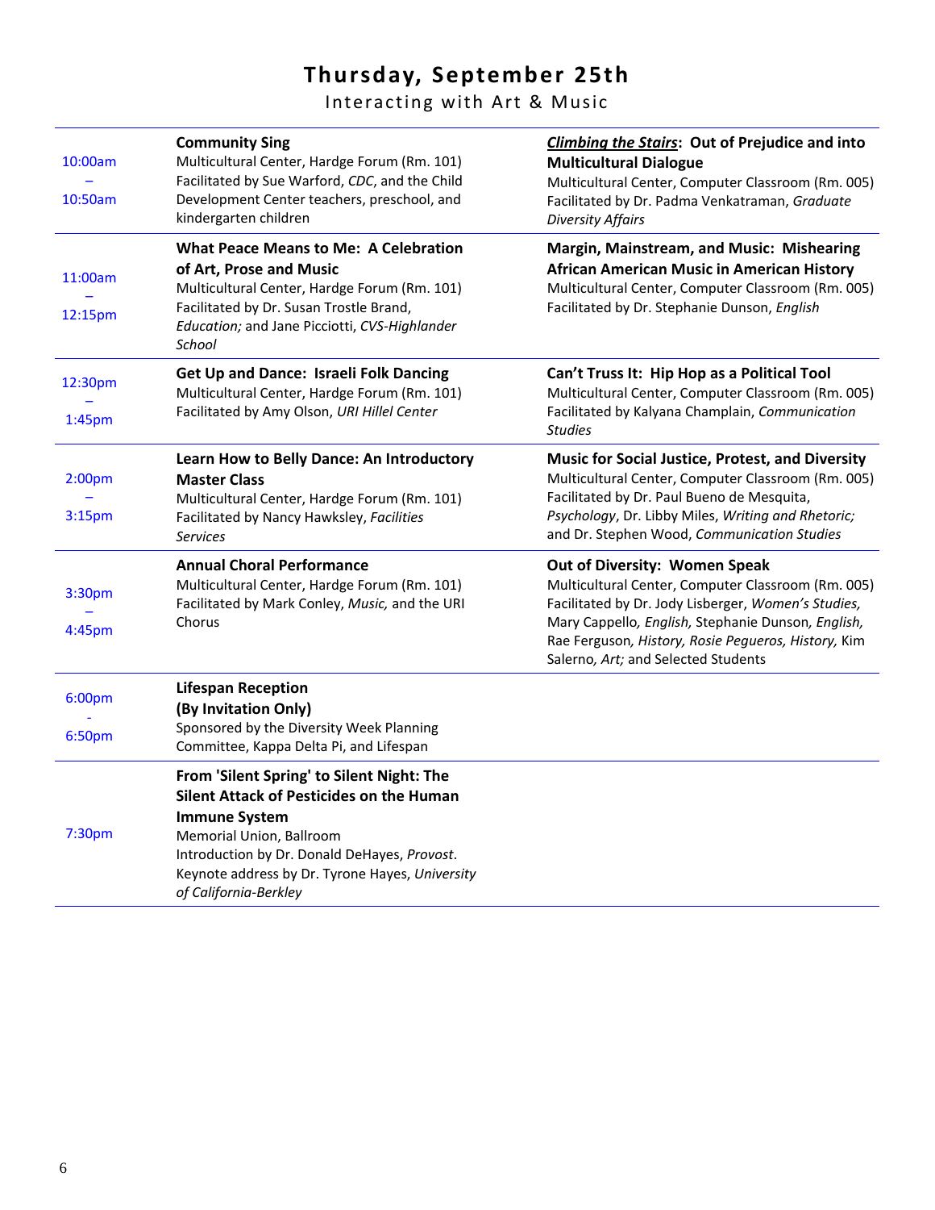# Thursday, September 25th

Interacting with Art & Music

| Time | Session | Session |
|---|---|---|
| 10:00am – 10:50am | **Community Sing**<br>Multicultural Center, Hardge Forum (Rm. 101)<br>Facilitated by Sue Warford, *CDC*, and the Child Development Center teachers, preschool, and kindergarten children | ***Climbing the Stairs*: Out of Prejudice and into Multicultural Dialogue**<br>Multicultural Center, Computer Classroom (Rm. 005)<br>Facilitated by Dr. Padma Venkatraman, *Graduate Diversity Affairs* |
| 11:00am – 12:15pm | **What Peace Means to Me: A Celebration of Art, Prose and Music**<br>Multicultural Center, Hardge Forum (Rm. 101)<br>Facilitated by Dr. Susan Trostle Brand, *Education;* and Jane Picciotti, *CVS-Highlander School* | **Margin, Mainstream, and Music: Mishearing African American Music in American History**<br>Multicultural Center, Computer Classroom (Rm. 005)<br>Facilitated by Dr. Stephanie Dunson, *English* |
| 12:30pm – 1:45pm | **Get Up and Dance: Israeli Folk Dancing**<br>Multicultural Center, Hardge Forum (Rm. 101)<br>Facilitated by Amy Olson, *URI Hillel Center* | **Can't Truss It: Hip Hop as a Political Tool**<br>Multicultural Center, Computer Classroom (Rm. 005)<br>Facilitated by Kalyana Champlain, *Communication Studies* |
| 2:00pm – 3:15pm | **Learn How to Belly Dance: An Introductory Master Class**<br>Multicultural Center, Hardge Forum (Rm. 101)<br>Facilitated by Nancy Hawksley, *Facilities Services* | **Music for Social Justice, Protest, and Diversity**<br>Multicultural Center, Computer Classroom (Rm. 005)<br>Facilitated by Dr. Paul Bueno de Mesquita, *Psychology*, Dr. Libby Miles, *Writing and Rhetoric;* and Dr. Stephen Wood, *Communication Studies* |
| 3:30pm – 4:45pm | **Annual Choral Performance**<br>Multicultural Center, Hardge Forum (Rm. 101)<br>Facilitated by Mark Conley, *Music,* and the URI Chorus | **Out of Diversity: Women Speak**<br>Multicultural Center, Computer Classroom (Rm. 005)<br>Facilitated by Dr. Jody Lisberger, *Women's Studies,* Mary Cappello*, English,* Stephanie Dunson*, English,* Rae Ferguson*, History, Rosie Pegueros, History,* Kim Salerno*, Art;* and Selected Students |
| 6:00pm - 6:50pm | **Lifespan Reception (By Invitation Only)**<br>Sponsored by the Diversity Week Planning Committee, Kappa Delta Pi, and Lifespan | |
| 7:30pm | **From 'Silent Spring' to Silent Night: The Silent Attack of Pesticides on the Human Immune System**<br>Memorial Union, Ballroom<br>Introduction by Dr. Donald DeHayes, *Provost.*<br>Keynote address by Dr. Tyrone Hayes, *University of California-Berkley* | |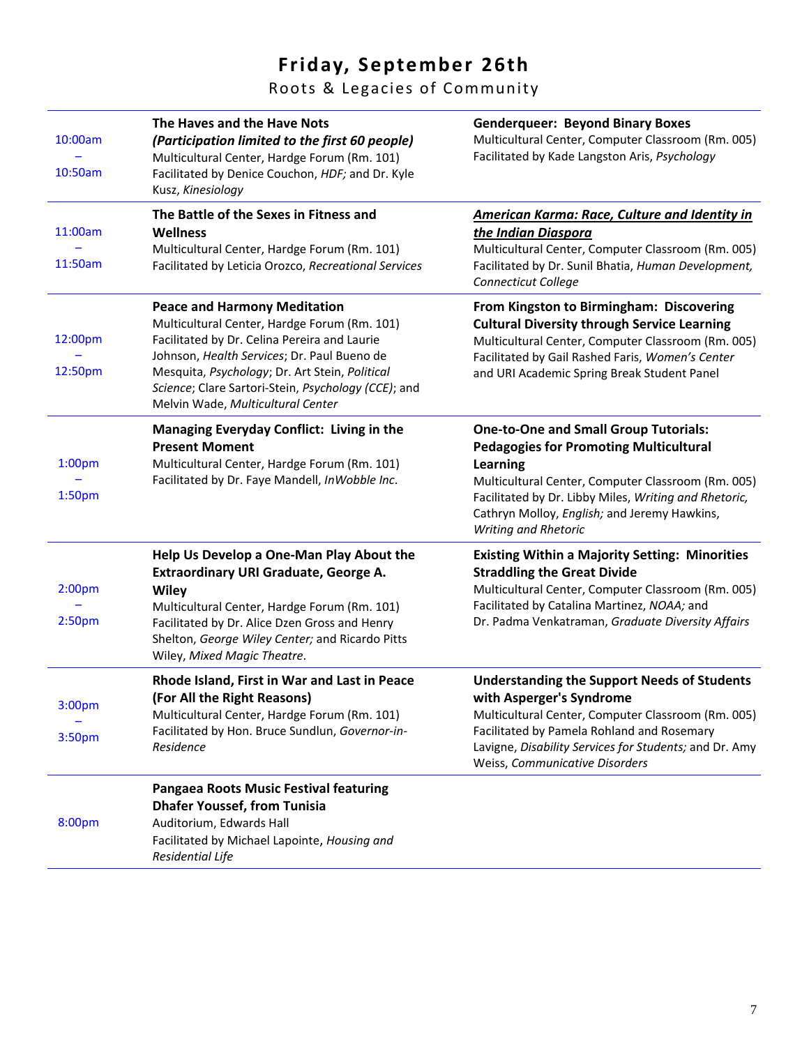# Friday, September 26th

## Roots & Legacies of Community

| Time | Hardge Forum | Computer Classroom |
|---|---|---|
| 10:00am – 10:50am | **The Haves and the Have Nots** ***(Participation limited to the first 60 people)*** Multicultural Center, Hardge Forum (Rm. 101) Facilitated by Denice Couchon, *HDF;* and Dr. Kyle Kusz, *Kinesiology* | **Genderqueer: Beyond Binary Boxes** Multicultural Center, Computer Classroom (Rm. 005) Facilitated by Kade Langston Aris, *Psychology* |
| 11:00am – 11:50am | **The Battle of the Sexes in Fitness and Wellness** Multicultural Center, Hardge Forum (Rm. 101) Facilitated by Leticia Orozco, *Recreational Services* | ***American Karma: Race, Culture and Identity in the Indian Diaspora*** Multicultural Center, Computer Classroom (Rm. 005) Facilitated by Dr. Sunil Bhatia, *Human Development, Connecticut College* |
| 12:00pm – 12:50pm | **Peace and Harmony Meditation** Multicultural Center, Hardge Forum (Rm. 101) Facilitated by Dr. Celina Pereira and Laurie Johnson, *Health Services*; Dr. Paul Bueno de Mesquita, *Psychology*; Dr. Art Stein, *Political Science*; Clare Sartori-Stein, *Psychology (CCE)*; and Melvin Wade, *Multicultural Center* | **From Kingston to Birmingham: Discovering Cultural Diversity through Service Learning** Multicultural Center, Computer Classroom (Rm. 005) Facilitated by Gail Rashed Faris, *Women's Center* and URI Academic Spring Break Student Panel |
| 1:00pm – 1:50pm | **Managing Everyday Conflict: Living in the Present Moment** Multicultural Center, Hardge Forum (Rm. 101) Facilitated by Dr. Faye Mandell, *InWobble Inc*. | **One-to-One and Small Group Tutorials: Pedagogies for Promoting Multicultural Learning** Multicultural Center, Computer Classroom (Rm. 005) Facilitated by Dr. Libby Miles, *Writing and Rhetoric,* Cathryn Molloy, *English;* and Jeremy Hawkins, *Writing and Rhetoric* |
| 2:00pm – 2:50pm | **Help Us Develop a One-Man Play About the Extraordinary URI Graduate, George A. Wiley** Multicultural Center, Hardge Forum (Rm. 101) Facilitated by Dr. Alice Dzen Gross and Henry Shelton, *George Wiley Center;* and Ricardo Pitts Wiley, *Mixed Magic Theatre*. | **Existing Within a Majority Setting: Minorities Straddling the Great Divide** Multicultural Center, Computer Classroom (Rm. 005) Facilitated by Catalina Martinez, *NOAA;* and Dr. Padma Venkatraman, *Graduate Diversity Affairs* |
| 3:00pm – 3:50pm | **Rhode Island, First in War and Last in Peace (For All the Right Reasons)** Multicultural Center, Hardge Forum (Rm. 101) Facilitated by Hon. Bruce Sundlun, *Governor-in-Residence* | **Understanding the Support Needs of Students with Asperger's Syndrome** Multicultural Center, Computer Classroom (Rm. 005) Facilitated by Pamela Rohland and Rosemary Lavigne, *Disability Services for Students;* and Dr. Amy Weiss, *Communicative Disorders* |
| 8:00pm | **Pangaea Roots Music Festival featuring Dhafer Youssef, from Tunisia** Auditorium, Edwards Hall Facilitated by Michael Lapointe, *Housing and Residential Life* | |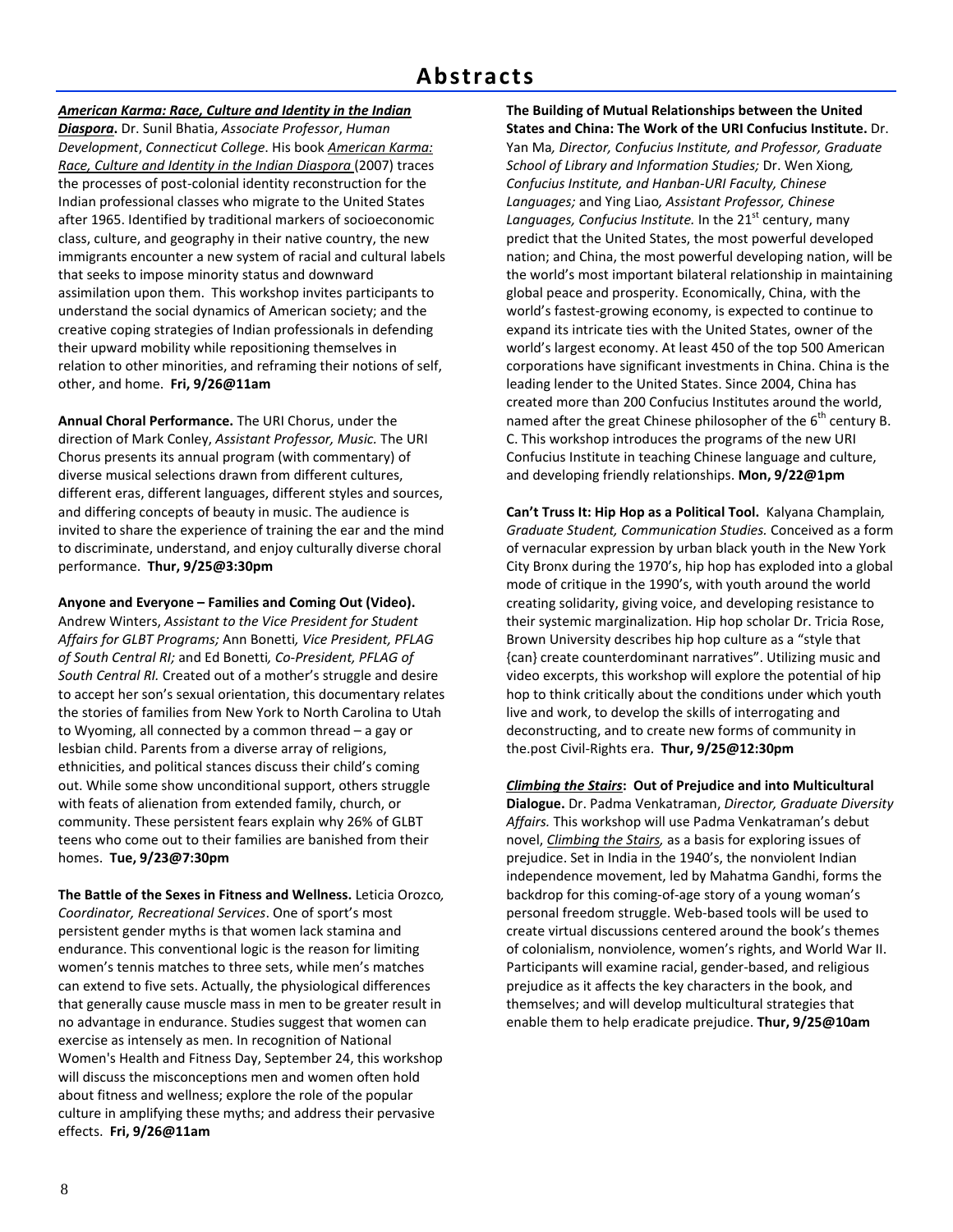# Abstracts

***American Karma: Race, Culture and Identity in the Indian Diaspora*.** Dr. Sunil Bhatia, *Associate Professor*, *Human Development*, *Connecticut College*. His book American Karma: Race, Culture and Identity in the Indian Diaspora (2007) traces the processes of post-colonial identity reconstruction for the Indian professional classes who migrate to the United States after 1965. Identified by traditional markers of socioeconomic class, culture, and geography in their native country, the new immigrants encounter a new system of racial and cultural labels that seeks to impose minority status and downward assimilation upon them. This workshop invites participants to understand the social dynamics of American society; and the creative coping strategies of Indian professionals in defending their upward mobility while repositioning themselves in relation to other minorities, and reframing their notions of self, other, and home. **Fri, 9/26@11am**

**Annual Choral Performance.** The URI Chorus, under the direction of Mark Conley, *Assistant Professor, Music.* The URI Chorus presents its annual program (with commentary) of diverse musical selections drawn from different cultures, different eras, different languages, different styles and sources, and differing concepts of beauty in music. The audience is invited to share the experience of training the ear and the mind to discriminate, understand, and enjoy culturally diverse choral performance. **Thur, 9/25@3:30pm**

**Anyone and Everyone – Families and Coming Out (Video).** Andrew Winters, *Assistant to the Vice President for Student Affairs for GLBT Programs;* Ann Bonetti*, Vice President, PFLAG of South Central RI;* and Ed Bonetti*, Co-President, PFLAG of South Central RI.* Created out of a mother's struggle and desire to accept her son's sexual orientation, this documentary relates the stories of families from New York to North Carolina to Utah to Wyoming, all connected by a common thread – a gay or lesbian child. Parents from a diverse array of religions, ethnicities, and political stances discuss their child's coming out. While some show unconditional support, others struggle with feats of alienation from extended family, church, or community. These persistent fears explain why 26% of GLBT teens who come out to their families are banished from their homes. **Tue, 9/23@7:30pm**

**The Battle of the Sexes in Fitness and Wellness.** Leticia Orozco*, Coordinator, Recreational Services*. One of sport's most persistent gender myths is that women lack stamina and endurance. This conventional logic is the reason for limiting women's tennis matches to three sets, while men's matches can extend to five sets. Actually, the physiological differences that generally cause muscle mass in men to be greater result in no advantage in endurance. Studies suggest that women can exercise as intensely as men. In recognition of National Women's Health and Fitness Day, September 24, this workshop will discuss the misconceptions men and women often hold about fitness and wellness; explore the role of the popular culture in amplifying these myths; and address their pervasive effects. **Fri, 9/26@11am**

**The Building of Mutual Relationships between the United States and China: The Work of the URI Confucius Institute.** Dr. Yan Ma*, Director, Confucius Institute, and Professor, Graduate School of Library and Information Studies;* Dr. Wen Xiong*, Confucius Institute, and Hanban-URI Faculty, Chinese Languages;* and Ying Liao*, Assistant Professor, Chinese Languages, Confucius Institute.* In the 21st century, many predict that the United States, the most powerful developed nation; and China, the most powerful developing nation, will be the world's most important bilateral relationship in maintaining global peace and prosperity. Economically, China, with the world's fastest-growing economy, is expected to continue to expand its intricate ties with the United States, owner of the world's largest economy. At least 450 of the top 500 American corporations have significant investments in China. China is the leading lender to the United States. Since 2004, China has created more than 200 Confucius Institutes around the world, named after the great Chinese philosopher of the 6th century B. C. This workshop introduces the programs of the new URI Confucius Institute in teaching Chinese language and culture, and developing friendly relationships. **Mon, 9/22@1pm**

**Can't Truss It: Hip Hop as a Political Tool.** Kalyana Champlain*, Graduate Student, Communication Studies.* Conceived as a form of vernacular expression by urban black youth in the New York City Bronx during the 1970's, hip hop has exploded into a global mode of critique in the 1990's, with youth around the world creating solidarity, giving voice, and developing resistance to their systemic marginalization. Hip hop scholar Dr. Tricia Rose, Brown University describes hip hop culture as a "style that {can} create counterdominant narratives". Utilizing music and video excerpts, this workshop will explore the potential of hip hop to think critically about the conditions under which youth live and work, to develop the skills of interrogating and deconstructing, and to create new forms of community in the.post Civil-Rights era. **Thur, 9/25@12:30pm**

***Climbing the Stairs*: Out of Prejudice and into Multicultural Dialogue.** Dr. Padma Venkatraman, *Director, Graduate Diversity Affairs.* This workshop will use Padma Venkatraman's debut novel, *Climbing the Stairs,* as a basis for exploring issues of prejudice. Set in India in the 1940's, the nonviolent Indian independence movement, led by Mahatma Gandhi, forms the backdrop for this coming-of-age story of a young woman's personal freedom struggle. Web-based tools will be used to create virtual discussions centered around the book's themes of colonialism, nonviolence, women's rights, and World War II. Participants will examine racial, gender-based, and religious prejudice as it affects the key characters in the book, and themselves; and will develop multicultural strategies that enable them to help eradicate prejudice. **Thur, 9/25@10am**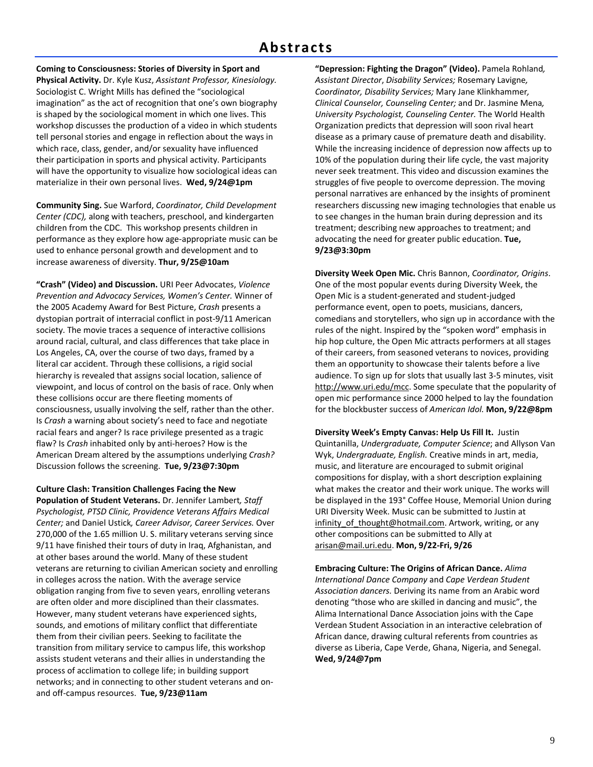# Abstracts

**Coming to Consciousness: Stories of Diversity in Sport and Physical Activity.** Dr. Kyle Kusz, *Assistant Professor, Kinesiology*. Sociologist C. Wright Mills has defined the "sociological imagination" as the act of recognition that one's own biography is shaped by the sociological moment in which one lives. This workshop discusses the production of a video in which students tell personal stories and engage in reflection about the ways in which race, class, gender, and/or sexuality have influenced their participation in sports and physical activity. Participants will have the opportunity to visualize how sociological ideas can materialize in their own personal lives. **Wed, 9/24@1pm**

**Community Sing.** Sue Warford, *Coordinator, Child Development Center (CDC),* along with teachers, preschool, and kindergarten children from the CDC. This workshop presents children in performance as they explore how age-appropriate music can be used to enhance personal growth and development and to increase awareness of diversity. **Thur, 9/25@10am**

**"Crash" (Video) and Discussion.** URI Peer Advocates, *Violence Prevention and Advocacy Services, Women's Center.* Winner of the 2005 Academy Award for Best Picture, *Crash* presents a dystopian portrait of interracial conflict in post-9/11 American society. The movie traces a sequence of interactive collisions around racial, cultural, and class differences that take place in Los Angeles, CA, over the course of two days, framed by a literal car accident. Through these collisions, a rigid social hierarchy is revealed that assigns social location, salience of viewpoint, and locus of control on the basis of race. Only when these collisions occur are there fleeting moments of consciousness, usually involving the self, rather than the other. Is *Crash* a warning about society's need to face and negotiate racial fears and anger? Is race privilege presented as a tragic flaw? Is *Crash* inhabited only by anti-heroes? How is the American Dream altered by the assumptions underlying *Crash?* Discussion follows the screening. **Tue, 9/23@7:30pm**

**Culture Clash: Transition Challenges Facing the New Population of Student Veterans.** Dr. Jennifer Lambert*, Staff Psychologist, PTSD Clinic, Providence Veterans Affairs Medical Center;* and Daniel Ustick*, Career Advisor, Career Services.* Over 270,000 of the 1.65 million U. S. military veterans serving since 9/11 have finished their tours of duty in Iraq, Afghanistan, and at other bases around the world. Many of these student veterans are returning to civilian American society and enrolling in colleges across the nation. With the average service obligation ranging from five to seven years, enrolling veterans are often older and more disciplined than their classmates. However, many student veterans have experienced sights, sounds, and emotions of military conflict that differentiate them from their civilian peers. Seeking to facilitate the transition from military service to campus life, this workshop assists student veterans and their allies in understanding the process of acclimation to college life; in building support networks; and in connecting to other student veterans and on- and off-campus resources. **Tue, 9/23@11am**

**"Depression: Fighting the Dragon" (Video).** Pamela Rohland*, Assistant Director*, *Disability Services;* Rosemary Lavigne*, Coordinator, Disability Services;* Mary Jane Klinkhammer*, Clinical Counselor, Counseling Center;* and Dr. Jasmine Mena*, University Psychologist, Counseling Center.* The World Health Organization predicts that depression will soon rival heart disease as a primary cause of premature death and disability. While the increasing incidence of depression now affects up to 10% of the population during their life cycle, the vast majority never seek treatment. This video and discussion examines the struggles of five people to overcome depression. The moving personal narratives are enhanced by the insights of prominent researchers discussing new imaging technologies that enable us to see changes in the human brain during depression and its treatment; describing new approaches to treatment; and advocating the need for greater public education. **Tue, 9/23@3:30pm**

**Diversity Week Open Mic.** Chris Bannon, *Coordinator, Origins*. One of the most popular events during Diversity Week, the Open Mic is a student-generated and student-judged performance event, open to poets, musicians, dancers, comedians and storytellers, who sign up in accordance with the rules of the night. Inspired by the "spoken word" emphasis in hip hop culture, the Open Mic attracts performers at all stages of their careers, from seasoned veterans to novices, providing them an opportunity to showcase their talents before a live audience. To sign up for slots that usually last 3-5 minutes, visit http://www.uri.edu/mcc. Some speculate that the popularity of open mic performance since 2000 helped to lay the foundation for the blockbuster success of *American Idol.* **Mon, 9/22@8pm**

**Diversity Week's Empty Canvas: Help Us Fill It.** Justin Quintanilla, *Undergraduate, Computer Science*; and Allyson Van Wyk, *Undergraduate, English.* Creative minds in art, media, music, and literature are encouraged to submit original compositions for display, with a short description explaining what makes the creator and their work unique. The works will be displayed in the 193° Coffee House, Memorial Union during URI Diversity Week. Music can be submitted to Justin at infinity_of_thought@hotmail.com. Artwork, writing, or any other compositions can be submitted to Ally at arisan@mail.uri.edu. **Mon, 9/22-Fri, 9/26**

**Embracing Culture: The Origins of African Dance.** *Alima International Dance Company* and *Cape Verdean Student Association dancers.* Deriving its name from an Arabic word denoting "those who are skilled in dancing and music", the Alima International Dance Association joins with the Cape Verdean Student Association in an interactive celebration of African dance, drawing cultural referents from countries as diverse as Liberia, Cape Verde, Ghana, Nigeria, and Senegal. **Wed, 9/24@7pm**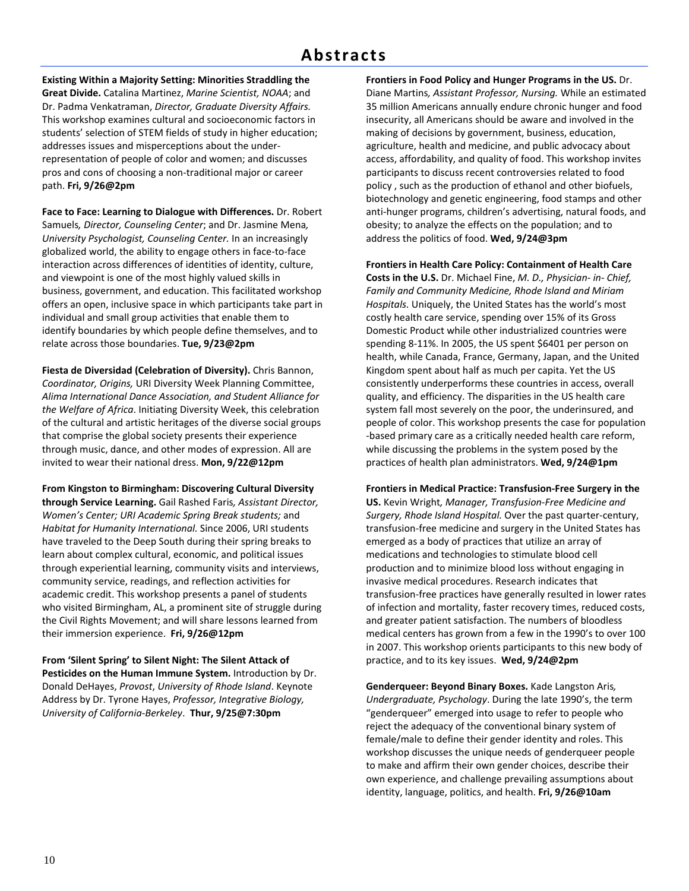# Abstracts

**Existing Within a Majority Setting: Minorities Straddling the Great Divide.** Catalina Martinez, *Marine Scientist, NOAA*; and Dr. Padma Venkatraman, *Director, Graduate Diversity Affairs.* This workshop examines cultural and socioeconomic factors in students' selection of STEM fields of study in higher education; addresses issues and misperceptions about the under-representation of people of color and women; and discusses pros and cons of choosing a non-traditional major or career path. **Fri, 9/26@2pm**

**Face to Face: Learning to Dialogue with Differences.** Dr. Robert Samuels*, Director, Counseling Center*; and Dr. Jasmine Mena*, University Psychologist, Counseling Center.* In an increasingly globalized world, the ability to engage others in face-to-face interaction across differences of identities of identity, culture, and viewpoint is one of the most highly valued skills in business, government, and education. This facilitated workshop offers an open, inclusive space in which participants take part in individual and small group activities that enable them to identify boundaries by which people define themselves, and to relate across those boundaries. **Tue, 9/23@2pm**

**Fiesta de Diversidad (Celebration of Diversity).** Chris Bannon, *Coordinator, Origins,* URI Diversity Week Planning Committee, *Alima International Dance Association, and Student Alliance for the Welfare of Africa*. Initiating Diversity Week, this celebration of the cultural and artistic heritages of the diverse social groups that comprise the global society presents their experience through music, dance, and other modes of expression. All are invited to wear their national dress. **Mon, 9/22@12pm**

**From Kingston to Birmingham: Discovering Cultural Diversity through Service Learning.** Gail Rashed Faris*, Assistant Director, Women's Center; URI Academic Spring Break students;* and *Habitat for Humanity International.* Since 2006, URI students have traveled to the Deep South during their spring breaks to learn about complex cultural, economic, and political issues through experiential learning, community visits and interviews, community service, readings, and reflection activities for academic credit. This workshop presents a panel of students who visited Birmingham, AL, a prominent site of struggle during the Civil Rights Movement; and will share lessons learned from their immersion experience. **Fri, 9/26@12pm**

**From 'Silent Spring' to Silent Night: The Silent Attack of Pesticides on the Human Immune System.** Introduction by Dr. Donald DeHayes, *Provost*, *University of Rhode Island*. Keynote Address by Dr. Tyrone Hayes, *Professor, Integrative Biology, University of California-Berkeley*. **Thur, 9/25@7:30pm**

**Frontiers in Food Policy and Hunger Programs in the US.** Dr. Diane Martins*, Assistant Professor, Nursing.* While an estimated 35 million Americans annually endure chronic hunger and food insecurity, all Americans should be aware and involved in the making of decisions by government, business, education, agriculture, health and medicine, and public advocacy about access, affordability, and quality of food. This workshop invites participants to discuss recent controversies related to food policy , such as the production of ethanol and other biofuels, biotechnology and genetic engineering, food stamps and other anti-hunger programs, children's advertising, natural foods, and obesity; to analyze the effects on the population; and to address the politics of food. **Wed, 9/24@3pm**

**Frontiers in Health Care Policy: Containment of Health Care Costs in the U.S.** Dr. Michael Fine, *M. D., Physician- in- Chief, Family and Community Medicine, Rhode Island and Miriam Hospitals.* Uniquely, the United States has the world's most costly health care service, spending over 15% of its Gross Domestic Product while other industrialized countries were spending 8-11%. In 2005, the US spent $6401 per person on health, while Canada, France, Germany, Japan, and the United Kingdom spent about half as much per capita. Yet the US consistently underperforms these countries in access, overall quality, and efficiency. The disparities in the US health care system fall most severely on the poor, the underinsured, and people of color. This workshop presents the case for population -based primary care as a critically needed health care reform, while discussing the problems in the system posed by the practices of health plan administrators. **Wed, 9/24@1pm**

**Frontiers in Medical Practice: Transfusion-Free Surgery in the US.** Kevin Wright*, Manager, Transfusion-Free Medicine and Surgery, Rhode Island Hospital.* Over the past quarter-century, transfusion-free medicine and surgery in the United States has emerged as a body of practices that utilize an array of medications and technologies to stimulate blood cell production and to minimize blood loss without engaging in invasive medical procedures. Research indicates that transfusion-free practices have generally resulted in lower rates of infection and mortality, faster recovery times, reduced costs, and greater patient satisfaction. The numbers of bloodless medical centers has grown from a few in the 1990's to over 100 in 2007. This workshop orients participants to this new body of practice, and to its key issues. **Wed, 9/24@2pm**

**Genderqueer: Beyond Binary Boxes.** Kade Langston Aris*, Undergraduate, Psychology*. During the late 1990's, the term "genderqueer" emerged into usage to refer to people who reject the adequacy of the conventional binary system of female/male to define their gender identity and roles. This workshop discusses the unique needs of genderqueer people to make and affirm their own gender choices, describe their own experience, and challenge prevailing assumptions about identity, language, politics, and health. **Fri, 9/26@10am**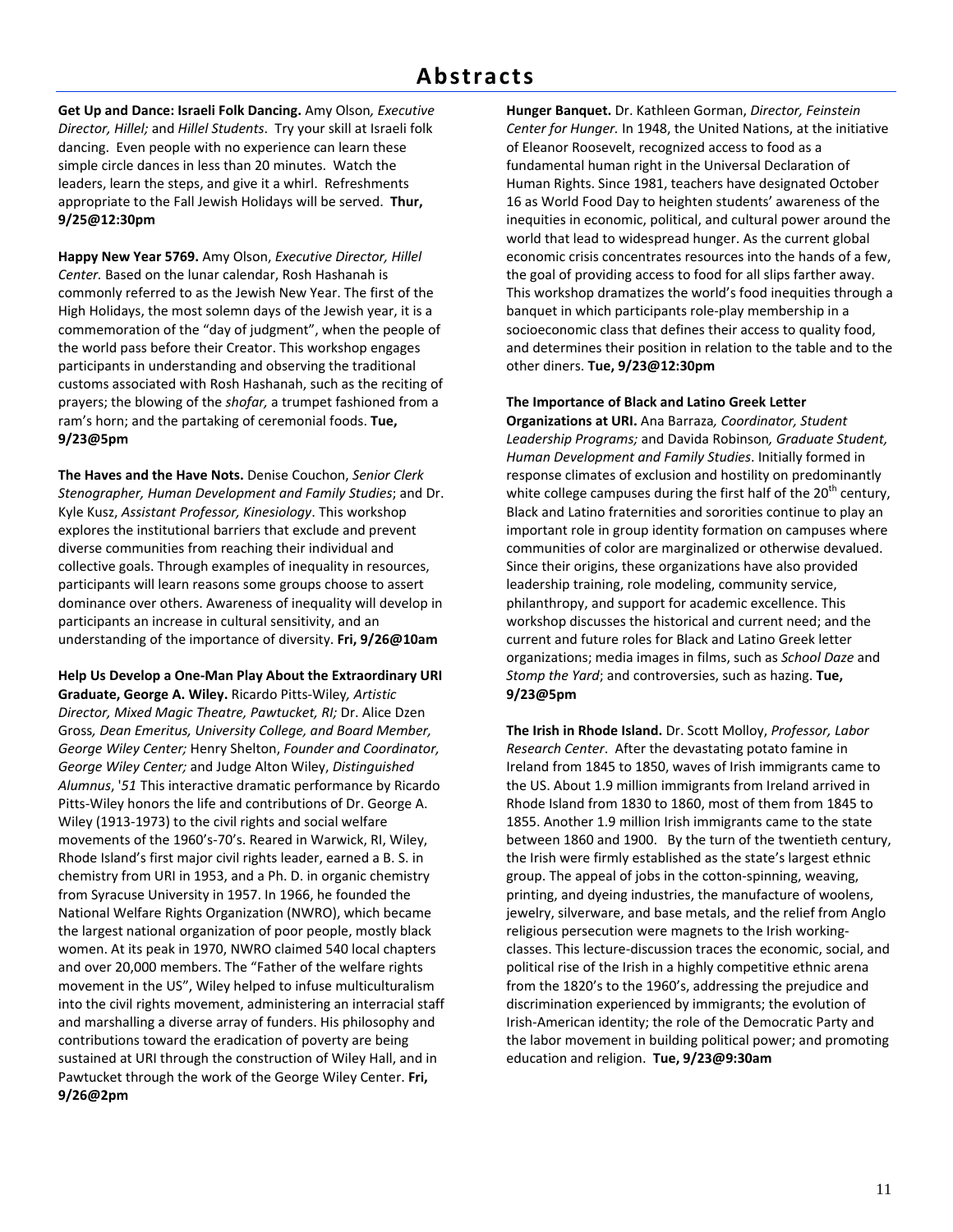# Abstracts

**Get Up and Dance: Israeli Folk Dancing.** Amy Olson*, Executive Director, Hillel;* and *Hillel Students*. Try your skill at Israeli folk dancing. Even people with no experience can learn these simple circle dances in less than 20 minutes. Watch the leaders, learn the steps, and give it a whirl. Refreshments appropriate to the Fall Jewish Holidays will be served. **Thur, 9/25@12:30pm**

**Happy New Year 5769.** Amy Olson, *Executive Director, Hillel Center.* Based on the lunar calendar, Rosh Hashanah is commonly referred to as the Jewish New Year. The first of the High Holidays, the most solemn days of the Jewish year, it is a commemoration of the "day of judgment", when the people of the world pass before their Creator. This workshop engages participants in understanding and observing the traditional customs associated with Rosh Hashanah, such as the reciting of prayers; the blowing of the *shofar,* a trumpet fashioned from a ram's horn; and the partaking of ceremonial foods. **Tue, 9/23@5pm**

**The Haves and the Have Nots.** Denise Couchon, *Senior Clerk Stenographer, Human Development and Family Studies*; and Dr. Kyle Kusz, *Assistant Professor, Kinesiology*. This workshop explores the institutional barriers that exclude and prevent diverse communities from reaching their individual and collective goals. Through examples of inequality in resources, participants will learn reasons some groups choose to assert dominance over others. Awareness of inequality will develop in participants an increase in cultural sensitivity, and an understanding of the importance of diversity. **Fri, 9/26@10am**

**Help Us Develop a One-Man Play About the Extraordinary URI Graduate, George A. Wiley.** Ricardo Pitts-Wiley*, Artistic Director, Mixed Magic Theatre, Pawtucket, RI;* Dr. Alice Dzen Gross*, Dean Emeritus, University College, and Board Member, George Wiley Center;* Henry Shelton, *Founder and Coordinator, George Wiley Center;* and Judge Alton Wiley, *Distinguished Alumnus*, '*51* This interactive dramatic performance by Ricardo Pitts-Wiley honors the life and contributions of Dr. George A. Wiley (1913-1973) to the civil rights and social welfare movements of the 1960's-70's. Reared in Warwick, RI, Wiley, Rhode Island's first major civil rights leader, earned a B. S. in chemistry from URI in 1953, and a Ph. D. in organic chemistry from Syracuse University in 1957. In 1966, he founded the National Welfare Rights Organization (NWRO), which became the largest national organization of poor people, mostly black women. At its peak in 1970, NWRO claimed 540 local chapters and over 20,000 members. The "Father of the welfare rights movement in the US", Wiley helped to infuse multiculturalism into the civil rights movement, administering an interracial staff and marshalling a diverse array of funders. His philosophy and contributions toward the eradication of poverty are being sustained at URI through the construction of Wiley Hall, and in Pawtucket through the work of the George Wiley Center. **Fri, 9/26@2pm**

**Hunger Banquet.** Dr. Kathleen Gorman, *Director, Feinstein Center for Hunger.* In 1948, the United Nations, at the initiative of Eleanor Roosevelt, recognized access to food as a fundamental human right in the Universal Declaration of Human Rights. Since 1981, teachers have designated October 16 as World Food Day to heighten students' awareness of the inequities in economic, political, and cultural power around the world that lead to widespread hunger. As the current global economic crisis concentrates resources into the hands of a few, the goal of providing access to food for all slips farther away. This workshop dramatizes the world's food inequities through a banquet in which participants role-play membership in a socioeconomic class that defines their access to quality food, and determines their position in relation to the table and to the other diners. **Tue, 9/23@12:30pm**

**The Importance of Black and Latino Greek Letter Organizations at URI.** Ana Barraza*, Coordinator, Student Leadership Programs;* and Davida Robinson*, Graduate Student, Human Development and Family Studies*. Initially formed in response climates of exclusion and hostility on predominantly white college campuses during the first half of the 20th century, Black and Latino fraternities and sororities continue to play an important role in group identity formation on campuses where communities of color are marginalized or otherwise devalued. Since their origins, these organizations have also provided leadership training, role modeling, community service, philanthropy, and support for academic excellence. This workshop discusses the historical and current need; and the current and future roles for Black and Latino Greek letter organizations; media images in films, such as *School Daze* and *Stomp the Yard*; and controversies, such as hazing. **Tue, 9/23@5pm**

**The Irish in Rhode Island.** Dr. Scott Molloy, *Professor, Labor Research Center*. After the devastating potato famine in Ireland from 1845 to 1850, waves of Irish immigrants came to the US. About 1.9 million immigrants from Ireland arrived in Rhode Island from 1830 to 1860, most of them from 1845 to 1855. Another 1.9 million Irish immigrants came to the state between 1860 and 1900. By the turn of the twentieth century, the Irish were firmly established as the state's largest ethnic group. The appeal of jobs in the cotton-spinning, weaving, printing, and dyeing industries, the manufacture of woolens, jewelry, silverware, and base metals, and the relief from Anglo religious persecution were magnets to the Irish working-classes. This lecture-discussion traces the economic, social, and political rise of the Irish in a highly competitive ethnic arena from the 1820's to the 1960's, addressing the prejudice and discrimination experienced by immigrants; the evolution of Irish-American identity; the role of the Democratic Party and the labor movement in building political power; and promoting education and religion. **Tue, 9/23@9:30am**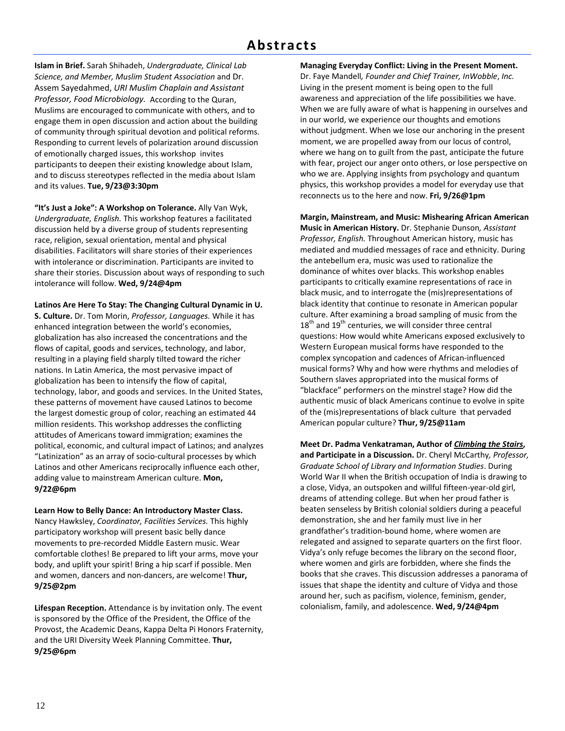# Abstracts

**Islam in Brief.** Sarah Shihadeh, *Undergraduate, Clinical Lab Science, and Member, Muslim Student Association* and Dr. Assem Sayedahmed, *URI Muslim Chaplain and Assistant Professor, Food Microbiology.* According to the Quran, Muslims are encouraged to communicate with others, and to engage them in open discussion and action about the building of community through spiritual devotion and political reforms. Responding to current levels of polarization around discussion of emotionally charged issues, this workshop invites participants to deepen their existing knowledge about Islam, and to discuss stereotypes reflected in the media about Islam and its values. **Tue, 9/23@3:30pm**

**"It's Just a Joke": A Workshop on Tolerance.** Ally Van Wyk, *Undergraduate, English.* This workshop features a facilitated discussion held by a diverse group of students representing race, religion, sexual orientation, mental and physical disabilities. Facilitators will share stories of their experiences with intolerance or discrimination. Participants are invited to share their stories. Discussion about ways of responding to such intolerance will follow. **Wed, 9/24@4pm**

**Latinos Are Here To Stay: The Changing Cultural Dynamic in U. S. Culture.** Dr. Tom Morin, *Professor, Languages.* While it has enhanced integration between the world's economies, globalization has also increased the concentrations and the flows of capital, goods and services, technology, and labor, resulting in a playing field sharply tilted toward the richer nations. In Latin America, the most pervasive impact of globalization has been to intensify the flow of capital, technology, labor, and goods and services. In the United States, these patterns of movement have caused Latinos to become the largest domestic group of color, reaching an estimated 44 million residents. This workshop addresses the conflicting attitudes of Americans toward immigration; examines the political, economic, and cultural impact of Latinos; and analyzes "Latinization" as an array of socio-cultural processes by which Latinos and other Americans reciprocally influence each other, adding value to mainstream American culture. **Mon, 9/22@6pm**

**Learn How to Belly Dance: An Introductory Master Class.** Nancy Hawksley, *Coordinator, Facilities Services.* This highly participatory workshop will present basic belly dance movements to pre-recorded Middle Eastern music. Wear comfortable clothes! Be prepared to lift your arms, move your body, and uplift your spirit! Bring a hip scarf if possible. Men and women, dancers and non-dancers, are welcome! **Thur, 9/25@2pm**

**Lifespan Reception.** Attendance is by invitation only. The event is sponsored by the Office of the President, the Office of the Provost, the Academic Deans, Kappa Delta Pi Honors Fraternity, and the URI Diversity Week Planning Committee. **Thur, 9/25@6pm**

**Managing Everyday Conflict: Living in the Present Moment.** Dr. Faye Mandell*, Founder and Chief Trainer, InWobble*, *Inc.* Living in the present moment is being open to the full awareness and appreciation of the life possibilities we have. When we are fully aware of what is happening in ourselves and in our world, we experience our thoughts and emotions without judgment. When we lose our anchoring in the present moment, we are propelled away from our locus of control, where we hang on to guilt from the past, anticipate the future with fear, project our anger onto others, or lose perspective on who we are. Applying insights from psychology and quantum physics, this workshop provides a model for everyday use that reconnects us to the here and now. **Fri, 9/26@1pm**

**Margin, Mainstream, and Music: Mishearing African American Music in American History.** Dr. Stephanie Dunson*, Assistant Professor, English.* Throughout American history, music has mediated and muddied messages of race and ethnicity. During the antebellum era, music was used to rationalize the dominance of whites over blacks. This workshop enables participants to critically examine representations of race in black music, and to interrogate the (mis)representations of black identity that continue to resonate in American popular culture. After examining a broad sampling of music from the 18th and 19th centuries, we will consider three central questions: How would white Americans exposed exclusively to Western European musical forms have responded to the complex syncopation and cadences of African-influenced musical forms? Why and how were rhythms and melodies of Southern slaves appropriated into the musical forms of "blackface" performers on the minstrel stage? How did the authentic music of black Americans continue to evolve in spite of the (mis)representations of black culture that pervaded American popular culture? **Thur, 9/25@11am**

**Meet Dr. Padma Venkatraman, Author of *Climbing the Stairs*, and Participate in a Discussion.** Dr. Cheryl McCarthy*, Professor, Graduate School of Library and Information Studies*. During World War II when the British occupation of India is drawing to a close, Vidya, an outspoken and willful fifteen-year-old girl, dreams of attending college. But when her proud father is beaten senseless by British colonial soldiers during a peaceful demonstration, she and her family must live in her grandfather's tradition-bound home, where women are relegated and assigned to separate quarters on the first floor. Vidya's only refuge becomes the library on the second floor, where women and girls are forbidden, where she finds the books that she craves. This discussion addresses a panorama of issues that shape the identity and culture of Vidya and those around her, such as pacifism, violence, feminism, gender, colonialism, family, and adolescence. **Wed, 9/24@4pm**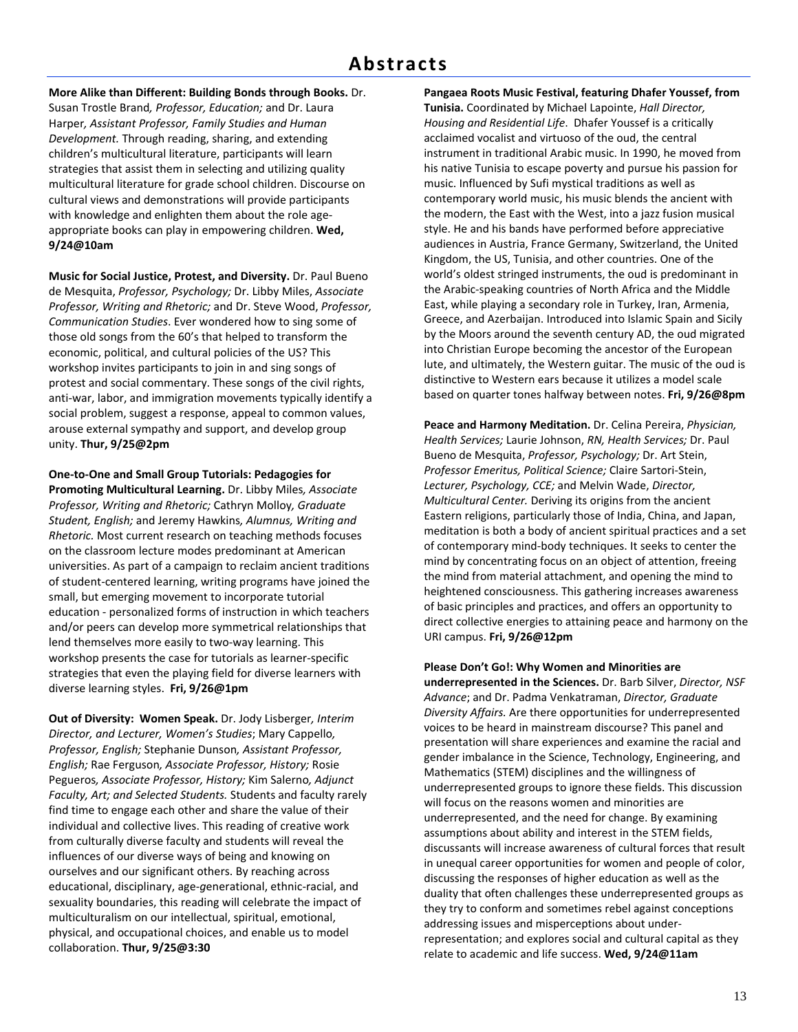# Abstracts

**More Alike than Different: Building Bonds through Books.** Dr. Susan Trostle Brand*, Professor, Education;* and Dr. Laura Harper*, Assistant Professor, Family Studies and Human Development.* Through reading, sharing, and extending children's multicultural literature, participants will learn strategies that assist them in selecting and utilizing quality multicultural literature for grade school children. Discourse on cultural views and demonstrations will provide participants with knowledge and enlighten them about the role age-appropriate books can play in empowering children. **Wed, 9/24@10am**

**Music for Social Justice, Protest, and Diversity.** Dr. Paul Bueno de Mesquita, *Professor, Psychology;* Dr. Libby Miles, *Associate Professor, Writing and Rhetoric;* and Dr. Steve Wood, *Professor, Communication Studies*. Ever wondered how to sing some of those old songs from the 60's that helped to transform the economic, political, and cultural policies of the US? This workshop invites participants to join in and sing songs of protest and social commentary. These songs of the civil rights, anti-war, labor, and immigration movements typically identify a social problem, suggest a response, appeal to common values, arouse external sympathy and support, and develop group unity. **Thur, 9/25@2pm**

**One-to-One and Small Group Tutorials: Pedagogies for Promoting Multicultural Learning.** Dr. Libby Miles*, Associate Professor, Writing and Rhetoric;* Cathryn Molloy*, Graduate Student, English;* and Jeremy Hawkins*, Alumnus, Writing and Rhetoric.* Most current research on teaching methods focuses on the classroom lecture modes predominant at American universities. As part of a campaign to reclaim ancient traditions of student-centered learning, writing programs have joined the small, but emerging movement to incorporate tutorial education - personalized forms of instruction in which teachers and/or peers can develop more symmetrical relationships that lend themselves more easily to two-way learning. This workshop presents the case for tutorials as learner-specific strategies that even the playing field for diverse learners with diverse learning styles. **Fri, 9/26@1pm**

**Out of Diversity: Women Speak.** Dr. Jody Lisberger*, Interim Director, and Lecturer, Women's Studies*; Mary Cappello*, Professor, English;* Stephanie Dunson*, Assistant Professor, English;* Rae Ferguson*, Associate Professor, History;* Rosie Pegueros*, Associate Professor, History;* Kim Salerno*, Adjunct Faculty, Art; and Selected Students.* Students and faculty rarely find time to engage each other and share the value of their individual and collective lives. This reading of creative work from culturally diverse faculty and students will reveal the influences of our diverse ways of being and knowing on ourselves and our significant others. By reaching across educational, disciplinary, age-generational, ethnic-racial, and sexuality boundaries, this reading will celebrate the impact of multiculturalism on our intellectual, spiritual, emotional, physical, and occupational choices, and enable us to model collaboration. **Thur, 9/25@3:30**

**Pangaea Roots Music Festival, featuring Dhafer Youssef, from Tunisia.** Coordinated by Michael Lapointe, *Hall Director, Housing and Residential Life*. Dhafer Youssef is a critically acclaimed vocalist and virtuoso of the oud, the central instrument in traditional Arabic music. In 1990, he moved from his native Tunisia to escape poverty and pursue his passion for music. Influenced by Sufi mystical traditions as well as contemporary world music, his music blends the ancient with the modern, the East with the West, into a jazz fusion musical style. He and his bands have performed before appreciative audiences in Austria, France Germany, Switzerland, the United Kingdom, the US, Tunisia, and other countries. One of the world's oldest stringed instruments, the oud is predominant in the Arabic-speaking countries of North Africa and the Middle East, while playing a secondary role in Turkey, Iran, Armenia, Greece, and Azerbaijan. Introduced into Islamic Spain and Sicily by the Moors around the seventh century AD, the oud migrated into Christian Europe becoming the ancestor of the European lute, and ultimately, the Western guitar. The music of the oud is distinctive to Western ears because it utilizes a model scale based on quarter tones halfway between notes. **Fri, 9/26@8pm**

**Peace and Harmony Meditation.** Dr. Celina Pereira, *Physician, Health Services;* Laurie Johnson, *RN, Health Services;* Dr. Paul Bueno de Mesquita, *Professor, Psychology;* Dr. Art Stein, *Professor Emeritus, Political Science;* Claire Sartori-Stein, *Lecturer, Psychology, CCE;* and Melvin Wade, *Director, Multicultural Center.* Deriving its origins from the ancient Eastern religions, particularly those of India, China, and Japan, meditation is both a body of ancient spiritual practices and a set of contemporary mind-body techniques. It seeks to center the mind by concentrating focus on an object of attention, freeing the mind from material attachment, and opening the mind to heightened consciousness. This gathering increases awareness of basic principles and practices, and offers an opportunity to direct collective energies to attaining peace and harmony on the URI campus. **Fri, 9/26@12pm**

**Please Don't Go!: Why Women and Minorities are underrepresented in the Sciences.** Dr. Barb Silver, *Director, NSF Advance*; and Dr. Padma Venkatraman, *Director, Graduate Diversity Affairs.* Are there opportunities for underrepresented voices to be heard in mainstream discourse? This panel and presentation will share experiences and examine the racial and gender imbalance in the Science, Technology, Engineering, and Mathematics (STEM) disciplines and the willingness of underrepresented groups to ignore these fields. This discussion will focus on the reasons women and minorities are underrepresented, and the need for change. By examining assumptions about ability and interest in the STEM fields, discussants will increase awareness of cultural forces that result in unequal career opportunities for women and people of color, discussing the responses of higher education as well as the duality that often challenges these underrepresented groups as they try to conform and sometimes rebel against conceptions addressing issues and misperceptions about under-representation; and explores social and cultural capital as they relate to academic and life success. **Wed, 9/24@11am**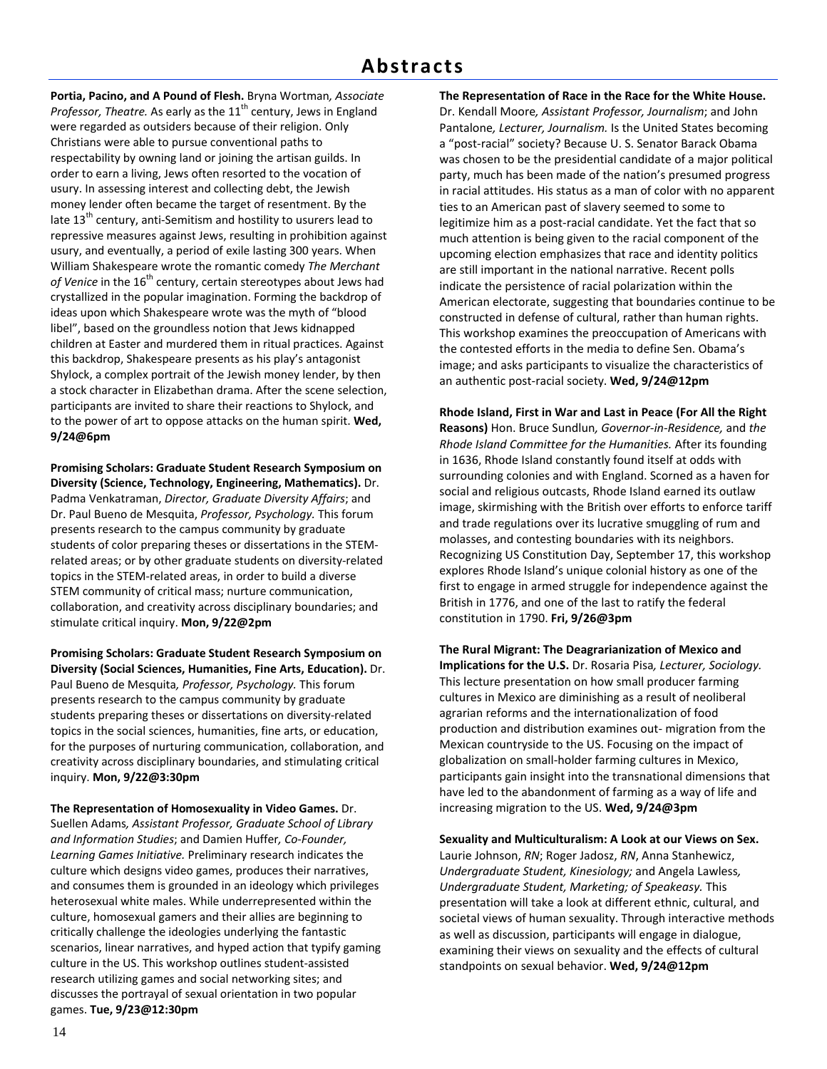# Abstracts

**Portia, Pacino, and A Pound of Flesh.** Bryna Wortman*, Associate Professor, Theatre.* As early as the 11th century, Jews in England were regarded as outsiders because of their religion. Only Christians were able to pursue conventional paths to respectability by owning land or joining the artisan guilds. In order to earn a living, Jews often resorted to the vocation of usury. In assessing interest and collecting debt, the Jewish money lender often became the target of resentment. By the late 13th century, anti-Semitism and hostility to usurers lead to repressive measures against Jews, resulting in prohibition against usury, and eventually, a period of exile lasting 300 years. When William Shakespeare wrote the romantic comedy *The Merchant of Venice* in the 16th century, certain stereotypes about Jews had crystallized in the popular imagination. Forming the backdrop of ideas upon which Shakespeare wrote was the myth of "blood libel", based on the groundless notion that Jews kidnapped children at Easter and murdered them in ritual practices. Against this backdrop, Shakespeare presents as his play's antagonist Shylock, a complex portrait of the Jewish money lender, by then a stock character in Elizabethan drama. After the scene selection, participants are invited to share their reactions to Shylock, and to the power of art to oppose attacks on the human spirit. **Wed, 9/24@6pm**

**Promising Scholars: Graduate Student Research Symposium on Diversity (Science, Technology, Engineering, Mathematics).** Dr. Padma Venkatraman, *Director, Graduate Diversity Affairs*; and Dr. Paul Bueno de Mesquita, *Professor, Psychology.* This forum presents research to the campus community by graduate students of color preparing theses or dissertations in the STEM-related areas; or by other graduate students on diversity-related topics in the STEM-related areas, in order to build a diverse STEM community of critical mass; nurture communication, collaboration, and creativity across disciplinary boundaries; and stimulate critical inquiry. **Mon, 9/22@2pm**

**Promising Scholars: Graduate Student Research Symposium on Diversity (Social Sciences, Humanities, Fine Arts, Education).** Dr. Paul Bueno de Mesquita*, Professor, Psychology.* This forum presents research to the campus community by graduate students preparing theses or dissertations on diversity-related topics in the social sciences, humanities, fine arts, or education, for the purposes of nurturing communication, collaboration, and creativity across disciplinary boundaries, and stimulating critical inquiry. **Mon, 9/22@3:30pm**

**The Representation of Homosexuality in Video Games.** Dr. Suellen Adams*, Assistant Professor, Graduate School of Library and Information Studies*; and Damien Huffer*, Co-Founder, Learning Games Initiative.* Preliminary research indicates the culture which designs video games, produces their narratives, and consumes them is grounded in an ideology which privileges heterosexual white males. While underrepresented within the culture, homosexual gamers and their allies are beginning to critically challenge the ideologies underlying the fantastic scenarios, linear narratives, and hyped action that typify gaming culture in the US. This workshop outlines student-assisted research utilizing games and social networking sites; and discusses the portrayal of sexual orientation in two popular games. **Tue, 9/23@12:30pm**

**The Representation of Race in the Race for the White House.** Dr. Kendall Moore*, Assistant Professor, Journalism*; and John Pantalone*, Lecturer, Journalism.* Is the United States becoming a "post-racial" society? Because U. S. Senator Barack Obama was chosen to be the presidential candidate of a major political party, much has been made of the nation's presumed progress in racial attitudes. His status as a man of color with no apparent ties to an American past of slavery seemed to some to legitimize him as a post-racial candidate. Yet the fact that so much attention is being given to the racial component of the upcoming election emphasizes that race and identity politics are still important in the national narrative. Recent polls indicate the persistence of racial polarization within the American electorate, suggesting that boundaries continue to be constructed in defense of cultural, rather than human rights. This workshop examines the preoccupation of Americans with the contested efforts in the media to define Sen. Obama's image; and asks participants to visualize the characteristics of an authentic post-racial society. **Wed, 9/24@12pm**

**Rhode Island, First in War and Last in Peace (For All the Right Reasons)** Hon. Bruce Sundlun*, Governor-in-Residence,* and *the Rhode Island Committee for the Humanities.* After its founding in 1636, Rhode Island constantly found itself at odds with surrounding colonies and with England. Scorned as a haven for social and religious outcasts, Rhode Island earned its outlaw image, skirmishing with the British over efforts to enforce tariff and trade regulations over its lucrative smuggling of rum and molasses, and contesting boundaries with its neighbors. Recognizing US Constitution Day, September 17, this workshop explores Rhode Island's unique colonial history as one of the first to engage in armed struggle for independence against the British in 1776, and one of the last to ratify the federal constitution in 1790. **Fri, 9/26@3pm**

**The Rural Migrant: The Deagrarianization of Mexico and Implications for the U.S.** Dr. Rosaria Pisa*, Lecturer, Sociology.* This lecture presentation on how small producer farming cultures in Mexico are diminishing as a result of neoliberal agrarian reforms and the internationalization of food production and distribution examines out- migration from the Mexican countryside to the US. Focusing on the impact of globalization on small-holder farming cultures in Mexico, participants gain insight into the transnational dimensions that have led to the abandonment of farming as a way of life and increasing migration to the US. **Wed, 9/24@3pm**

**Sexuality and Multiculturalism: A Look at our Views on Sex.** Laurie Johnson, *RN*; Roger Jadosz, *RN*, Anna Stanhewicz, *Undergraduate Student, Kinesiology;* and Angela Lawless*, Undergraduate Student, Marketing; of Speakeasy.* This presentation will take a look at different ethnic, cultural, and societal views of human sexuality. Through interactive methods as well as discussion, participants will engage in dialogue, examining their views on sexuality and the effects of cultural standpoints on sexual behavior. **Wed, 9/24@12pm**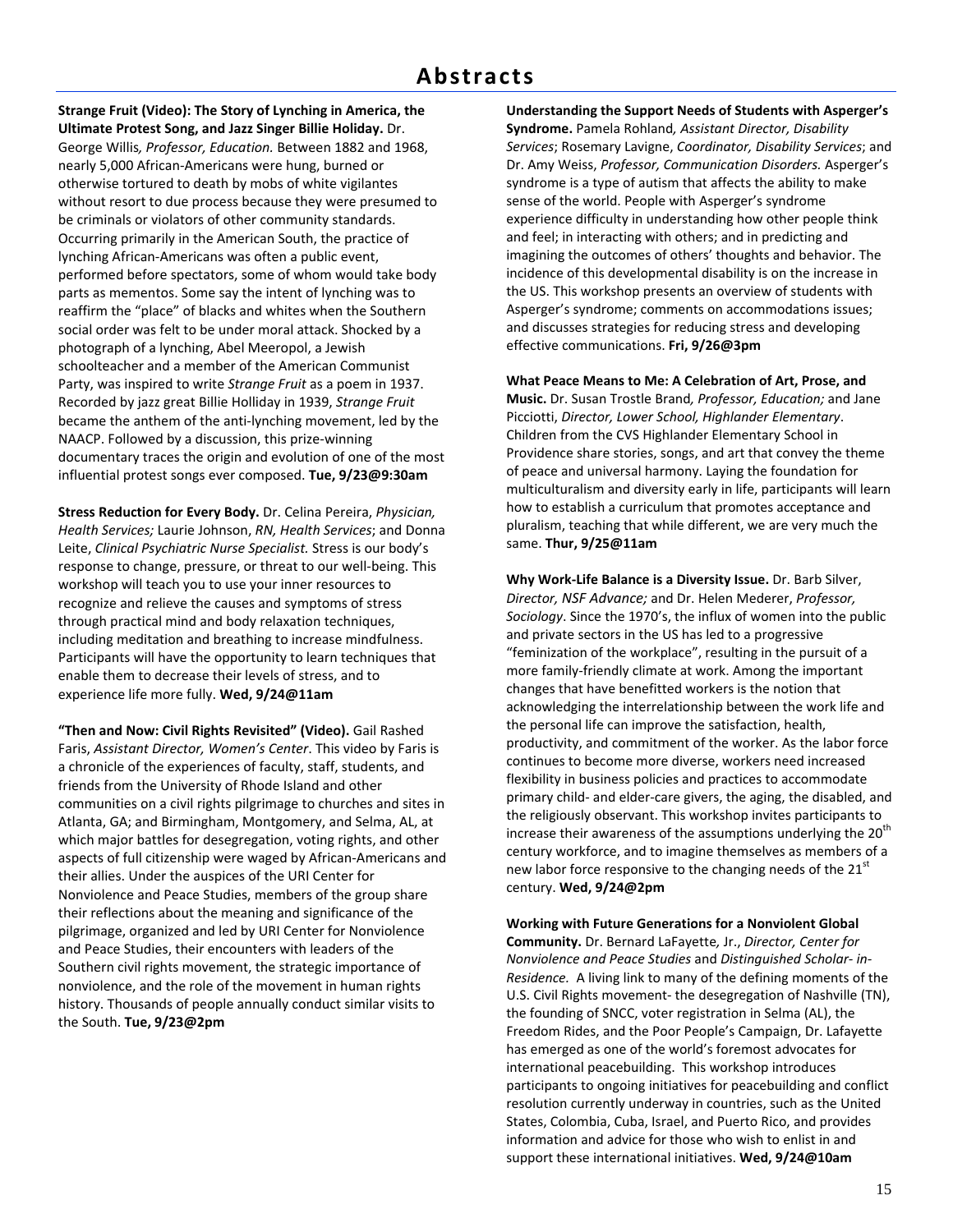# Abstracts

**Strange Fruit (Video): The Story of Lynching in America, the Ultimate Protest Song, and Jazz Singer Billie Holiday.** Dr. George Willis*, Professor, Education.* Between 1882 and 1968, nearly 5,000 African-Americans were hung, burned or otherwise tortured to death by mobs of white vigilantes without resort to due process because they were presumed to be criminals or violators of other community standards. Occurring primarily in the American South, the practice of lynching African-Americans was often a public event, performed before spectators, some of whom would take body parts as mementos. Some say the intent of lynching was to reaffirm the "place" of blacks and whites when the Southern social order was felt to be under moral attack. Shocked by a photograph of a lynching, Abel Meeropol, a Jewish schoolteacher and a member of the American Communist Party, was inspired to write *Strange Fruit* as a poem in 1937. Recorded by jazz great Billie Holliday in 1939, *Strange Fruit* became the anthem of the anti-lynching movement, led by the NAACP. Followed by a discussion, this prize-winning documentary traces the origin and evolution of one of the most influential protest songs ever composed. **Tue, 9/23@9:30am**

**Stress Reduction for Every Body.** Dr. Celina Pereira, *Physician, Health Services;* Laurie Johnson, *RN, Health Services*; and Donna Leite, *Clinical Psychiatric Nurse Specialist.* Stress is our body's response to change, pressure, or threat to our well-being. This workshop will teach you to use your inner resources to recognize and relieve the causes and symptoms of stress through practical mind and body relaxation techniques, including meditation and breathing to increase mindfulness. Participants will have the opportunity to learn techniques that enable them to decrease their levels of stress, and to experience life more fully. **Wed, 9/24@11am**

**"Then and Now: Civil Rights Revisited" (Video).** Gail Rashed Faris, *Assistant Director, Women's Center*. This video by Faris is a chronicle of the experiences of faculty, staff, students, and friends from the University of Rhode Island and other communities on a civil rights pilgrimage to churches and sites in Atlanta, GA; and Birmingham, Montgomery, and Selma, AL, at which major battles for desegregation, voting rights, and other aspects of full citizenship were waged by African-Americans and their allies. Under the auspices of the URI Center for Nonviolence and Peace Studies, members of the group share their reflections about the meaning and significance of the pilgrimage, organized and led by URI Center for Nonviolence and Peace Studies, their encounters with leaders of the Southern civil rights movement, the strategic importance of nonviolence, and the role of the movement in human rights history. Thousands of people annually conduct similar visits to the South. **Tue, 9/23@2pm**

**Understanding the Support Needs of Students with Asperger's Syndrome.** Pamela Rohland*, Assistant Director, Disability Services*; Rosemary Lavigne, *Coordinator, Disability Services*; and Dr. Amy Weiss, *Professor, Communication Disorders.* Asperger's syndrome is a type of autism that affects the ability to make sense of the world. People with Asperger's syndrome experience difficulty in understanding how other people think and feel; in interacting with others; and in predicting and imagining the outcomes of others' thoughts and behavior. The incidence of this developmental disability is on the increase in the US. This workshop presents an overview of students with Asperger's syndrome; comments on accommodations issues; and discusses strategies for reducing stress and developing effective communications. **Fri, 9/26@3pm**

**What Peace Means to Me: A Celebration of Art, Prose, and Music.** Dr. Susan Trostle Brand*, Professor, Education;* and Jane Picciotti, *Director, Lower School, Highlander Elementary*. Children from the CVS Highlander Elementary School in Providence share stories, songs, and art that convey the theme of peace and universal harmony. Laying the foundation for multiculturalism and diversity early in life, participants will learn how to establish a curriculum that promotes acceptance and pluralism, teaching that while different, we are very much the same. **Thur, 9/25@11am**

**Why Work-Life Balance is a Diversity Issue.** Dr. Barb Silver, *Director, NSF Advance;* and Dr. Helen Mederer, *Professor, Sociology*. Since the 1970's, the influx of women into the public and private sectors in the US has led to a progressive "feminization of the workplace", resulting in the pursuit of a more family-friendly climate at work. Among the important changes that have benefitted workers is the notion that acknowledging the interrelationship between the work life and the personal life can improve the satisfaction, health, productivity, and commitment of the worker. As the labor force continues to become more diverse, workers need increased flexibility in business policies and practices to accommodate primary child- and elder-care givers, the aging, the disabled, and the religiously observant. This workshop invites participants to increase their awareness of the assumptions underlying the 20th century workforce, and to imagine themselves as members of a new labor force responsive to the changing needs of the 21st century. **Wed, 9/24@2pm**

**Working with Future Generations for a Nonviolent Global Community.** Dr. Bernard LaFayette*,* Jr., *Director, Center for Nonviolence and Peace Studies* and *Distinguished Scholar- in-Residence.* A living link to many of the defining moments of the U.S. Civil Rights movement- the desegregation of Nashville (TN), the founding of SNCC, voter registration in Selma (AL), the Freedom Rides, and the Poor People's Campaign, Dr. Lafayette has emerged as one of the world's foremost advocates for international peacebuilding. This workshop introduces participants to ongoing initiatives for peacebuilding and conflict resolution currently underway in countries, such as the United States, Colombia, Cuba, Israel, and Puerto Rico, and provides information and advice for those who wish to enlist in and support these international initiatives. **Wed, 9/24@10am**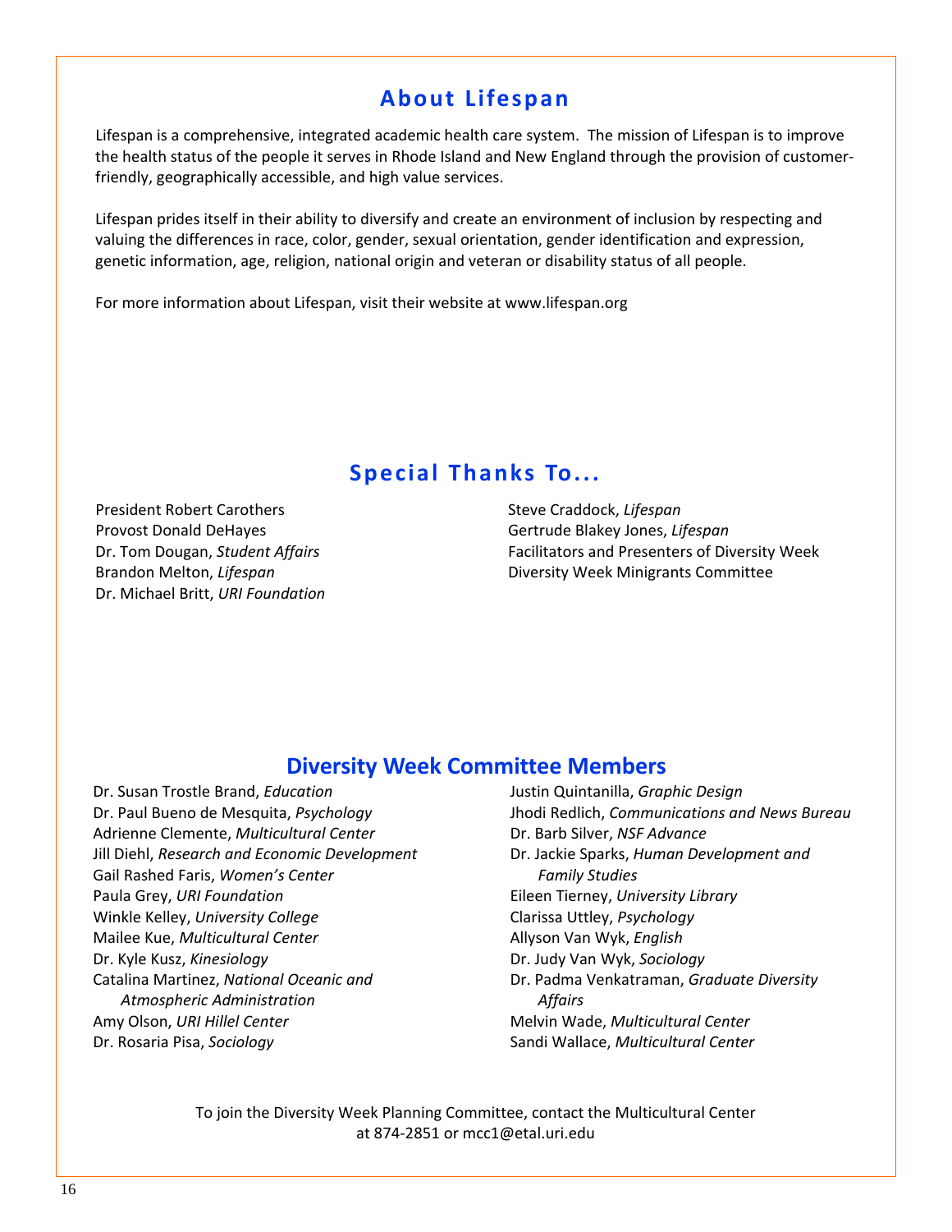## About Lifespan

Lifespan is a comprehensive, integrated academic health care system. The mission of Lifespan is to improve the health status of the people it serves in Rhode Island and New England through the provision of customer-friendly, geographically accessible, and high value services.

Lifespan prides itself in their ability to diversify and create an environment of inclusion by respecting and valuing the differences in race, color, gender, sexual orientation, gender identification and expression, genetic information, age, religion, national origin and veteran or disability status of all people.

For more information about Lifespan, visit their website at www.lifespan.org

## Special Thanks To...

President Robert Carothers
Provost Donald DeHayes
Dr. Tom Dougan, *Student Affairs*
Brandon Melton, *Lifespan*
Dr. Michael Britt, *URI Foundation*
Steve Craddock, *Lifespan*
Gertrude Blakey Jones, *Lifespan*
Facilitators and Presenters of Diversity Week
Diversity Week Minigrants Committee

## Diversity Week Committee Members

Dr. Susan Trostle Brand, *Education*
Dr. Paul Bueno de Mesquita, *Psychology*
Adrienne Clemente, *Multicultural Center*
Jill Diehl, *Research and Economic Development*
Gail Rashed Faris, *Women's Center*
Paula Grey, *URI Foundation*
Winkle Kelley, *University College*
Mailee Kue, *Multicultural Center*
Dr. Kyle Kusz, *Kinesiology*
Catalina Martinez, *National Oceanic and Atmospheric Administration*
Amy Olson, *URI Hillel Center*
Dr. Rosaria Pisa, *Sociology*
Justin Quintanilla, *Graphic Design*
Jhodi Redlich, *Communications and News Bureau*
Dr. Barb Silver, *NSF Advance*
Dr. Jackie Sparks, *Human Development and Family Studies*
Eileen Tierney, *University Library*
Clarissa Uttley, *Psychology*
Allyson Van Wyk, *English*
Dr. Judy Van Wyk, *Sociology*
Dr. Padma Venkatraman, *Graduate Diversity Affairs*
Melvin Wade, *Multicultural Center*
Sandi Wallace, *Multicultural Center*

To join the Diversity Week Planning Committee, contact the Multicultural Center at 874-2851 or mcc1@etal.uri.edu